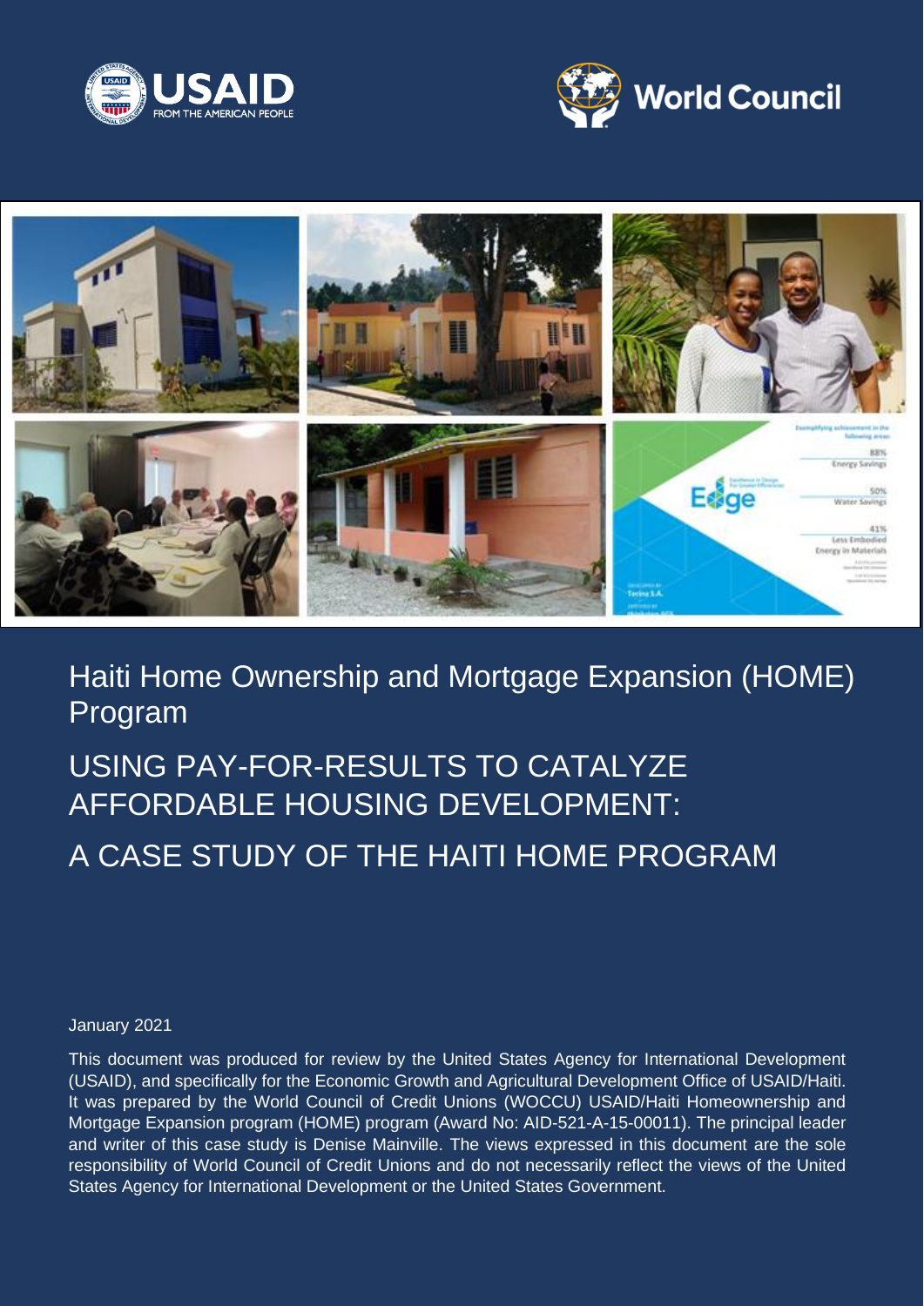USAID FROM THE AMERICAN PEOPLE

World Council

# Haiti Home Ownership and Mortgage Expansion (HOME) Program

## USING PAY-FOR-RESULTS TO CATALYZE AFFORDABLE HOUSING DEVELOPMENT:

## A CASE STUDY OF THE HAITI HOME PROGRAM

January 2021

This document was produced for review by the United States Agency for International Development (USAID), and specifically for the Economic Growth and Agricultural Development Office of USAID/Haiti. It was prepared by the World Council of Credit Unions (WOCCU) USAID/Haiti Homeownership and Mortgage Expansion program (HOME) program (Award No: AID-521-A-15-00011). The principal leader and writer of this case study is Denise Mainville. The views expressed in this document are the sole responsibility of World Council of Credit Unions and do not necessarily reflect the views of the United States Agency for International Development or the United States Government.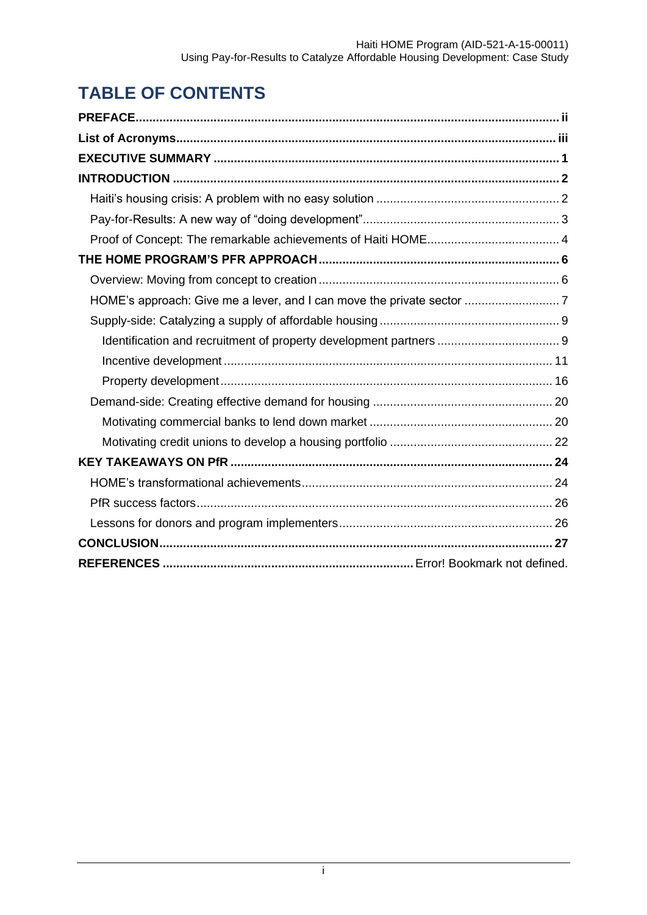# TABLE OF CONTENTS

**PREFACE** .......... ii

**List of Acronyms** .......... iii

**EXECUTIVE SUMMARY** .......... 1

**INTRODUCTION** .......... 2

- Haiti's housing crisis: A problem with no easy solution .......... 2
- Pay-for-Results: A new way of "doing development" .......... 3
- Proof of Concept: The remarkable achievements of Haiti HOME .......... 4

**THE HOME PROGRAM'S PFR APPROACH** .......... 6

- Overview: Moving from concept to creation .......... 6
- HOME's approach: Give me a lever, and I can move the private sector .......... 7
- Supply-side: Catalyzing a supply of affordable housing .......... 9
  - Identification and recruitment of property development partners .......... 9
  - Incentive development .......... 11
  - Property development .......... 16
- Demand-side: Creating effective demand for housing .......... 20
  - Motivating commercial banks to lend down market .......... 20
  - Motivating credit unions to develop a housing portfolio .......... 22

**KEY TAKEAWAYS ON PfR** .......... 24

- HOME's transformational achievements .......... 24
- PfR success factors .......... 26
- Lessons for donors and program implementers .......... 26

**CONCLUSION** .......... 27

**REFERENCES** .......... Error! Bookmark not defined.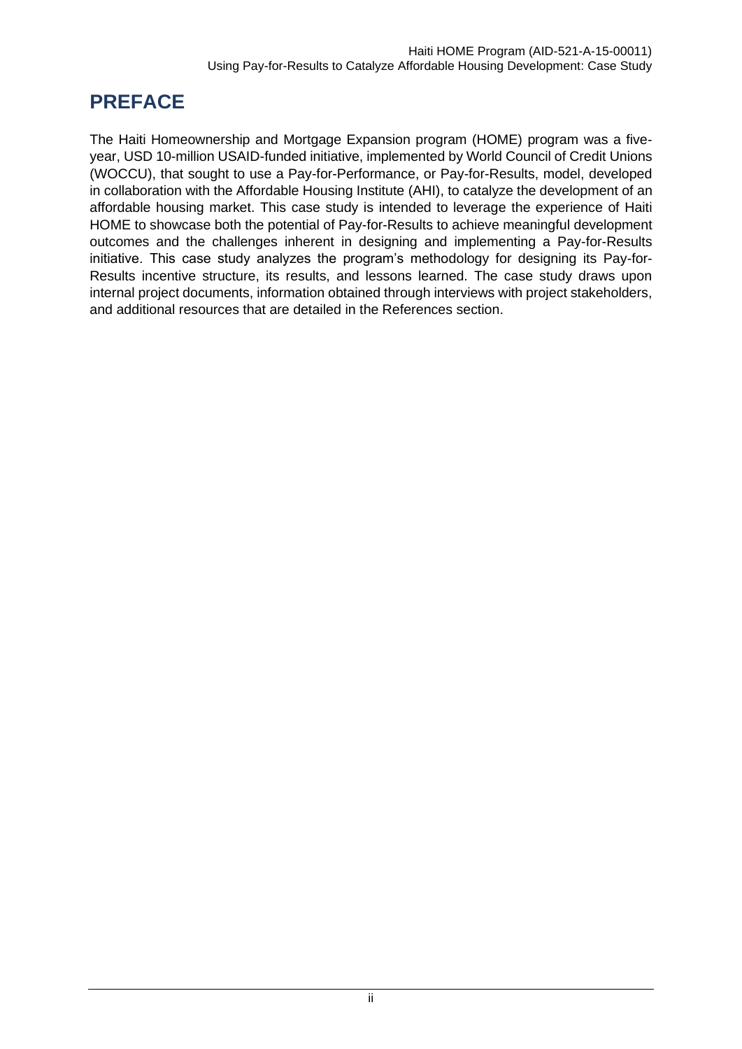# PREFACE

The Haiti Homeownership and Mortgage Expansion program (HOME) program was a five-year, USD 10-million USAID-funded initiative, implemented by World Council of Credit Unions (WOCCU), that sought to use a Pay-for-Performance, or Pay-for-Results, model, developed in collaboration with the Affordable Housing Institute (AHI), to catalyze the development of an affordable housing market. This case study is intended to leverage the experience of Haiti HOME to showcase both the potential of Pay-for-Results to achieve meaningful development outcomes and the challenges inherent in designing and implementing a Pay-for-Results initiative. This case study analyzes the program's methodology for designing its Pay-for-Results incentive structure, its results, and lessons learned. The case study draws upon internal project documents, information obtained through interviews with project stakeholders, and additional resources that are detailed in the References section.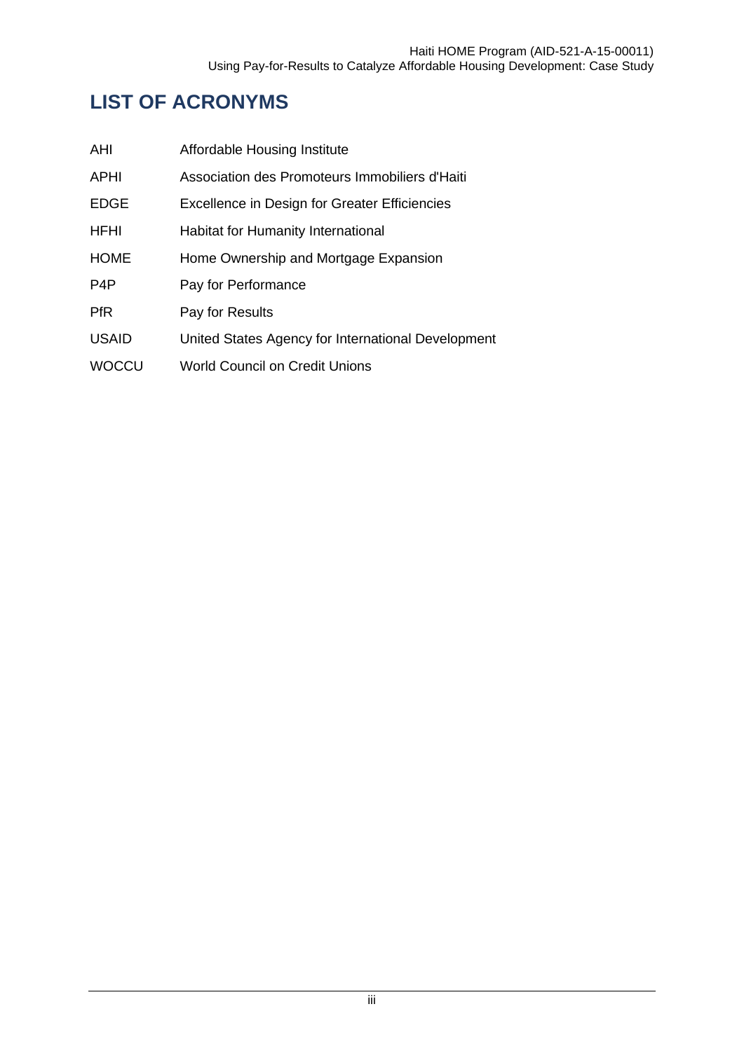# LIST OF ACRONYMS

| | |
|---|---|
| AHI | Affordable Housing Institute |
| APHI | Association des Promoteurs Immobiliers d'Haiti |
| EDGE | Excellence in Design for Greater Efficiencies |
| HFHI | Habitat for Humanity International |
| HOME | Home Ownership and Mortgage Expansion |
| P4P | Pay for Performance |
| PfR | Pay for Results |
| USAID | United States Agency for International Development |
| WOCCU | World Council on Credit Unions |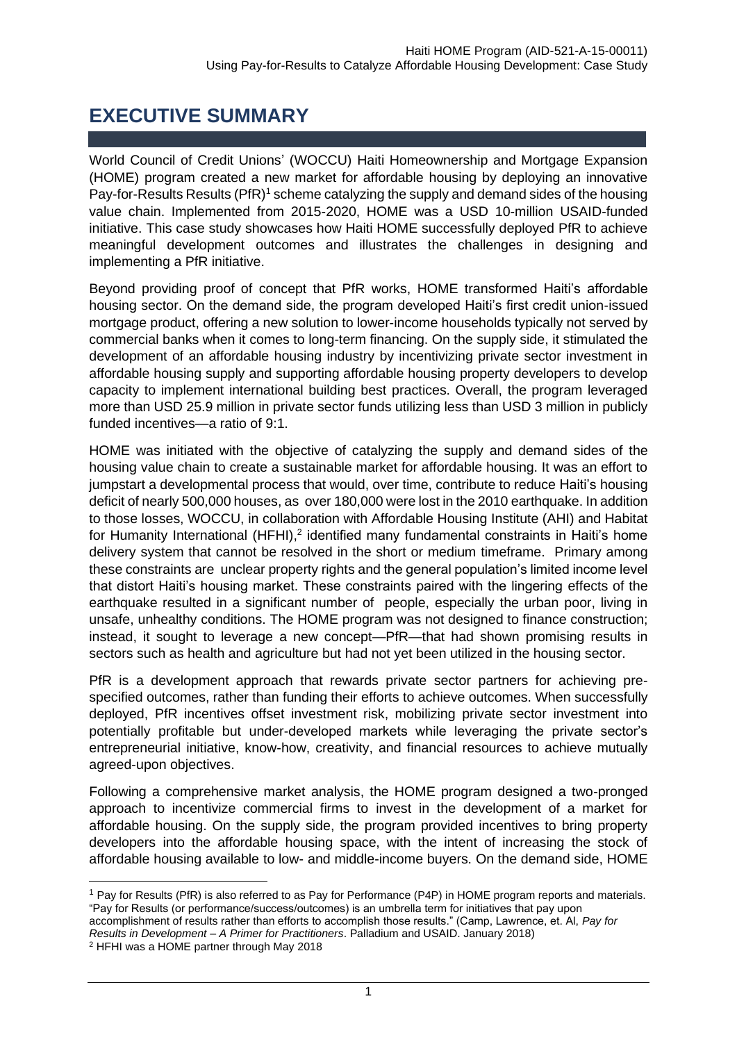# EXECUTIVE SUMMARY

World Council of Credit Unions' (WOCCU) Haiti Homeownership and Mortgage Expansion (HOME) program created a new market for affordable housing by deploying an innovative Pay-for-Results Results (PfR)[1] scheme catalyzing the supply and demand sides of the housing value chain. Implemented from 2015-2020, HOME was a USD 10-million USAID-funded initiative. This case study showcases how Haiti HOME successfully deployed PfR to achieve meaningful development outcomes and illustrates the challenges in designing and implementing a PfR initiative.

Beyond providing proof of concept that PfR works, HOME transformed Haiti's affordable housing sector. On the demand side, the program developed Haiti's first credit union-issued mortgage product, offering a new solution to lower-income households typically not served by commercial banks when it comes to long-term financing. On the supply side, it stimulated the development of an affordable housing industry by incentivizing private sector investment in affordable housing supply and supporting affordable housing property developers to develop capacity to implement international building best practices. Overall, the program leveraged more than USD 25.9 million in private sector funds utilizing less than USD 3 million in publicly funded incentives—a ratio of 9:1.

HOME was initiated with the objective of catalyzing the supply and demand sides of the housing value chain to create a sustainable market for affordable housing. It was an effort to jumpstart a developmental process that would, over time, contribute to reduce Haiti's housing deficit of nearly 500,000 houses, as over 180,000 were lost in the 2010 earthquake. In addition to those losses, WOCCU, in collaboration with Affordable Housing Institute (AHI) and Habitat for Humanity International (HFHI),[2] identified many fundamental constraints in Haiti's home delivery system that cannot be resolved in the short or medium timeframe. Primary among these constraints are unclear property rights and the general population's limited income level that distort Haiti's housing market. These constraints paired with the lingering effects of the earthquake resulted in a significant number of people, especially the urban poor, living in unsafe, unhealthy conditions. The HOME program was not designed to finance construction; instead, it sought to leverage a new concept—PfR—that had shown promising results in sectors such as health and agriculture but had not yet been utilized in the housing sector.

PfR is a development approach that rewards private sector partners for achieving pre-specified outcomes, rather than funding their efforts to achieve outcomes. When successfully deployed, PfR incentives offset investment risk, mobilizing private sector investment into potentially profitable but under-developed markets while leveraging the private sector's entrepreneurial initiative, know-how, creativity, and financial resources to achieve mutually agreed-upon objectives.

Following a comprehensive market analysis, the HOME program designed a two-pronged approach to incentivize commercial firms to invest in the development of a market for affordable housing. On the supply side, the program provided incentives to bring property developers into the affordable housing space, with the intent of increasing the stock of affordable housing available to low- and middle-income buyers. On the demand side, HOME

---

[1] Pay for Results (PfR) is also referred to as Pay for Performance (P4P) in HOME program reports and materials. "Pay for Results (or performance/success/outcomes) is an umbrella term for initiatives that pay upon accomplishment of results rather than efforts to accomplish those results." (Camp, Lawrence, et. Al, *Pay for Results in Development – A Primer for Practitioners*. Palladium and USAID. January 2018)

[2] HFHI was a HOME partner through May 2018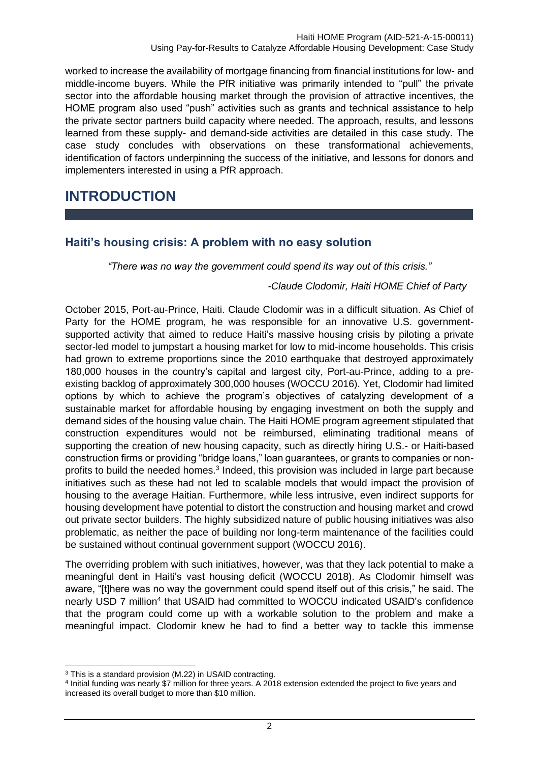worked to increase the availability of mortgage financing from financial institutions for low- and middle-income buyers. While the PfR initiative was primarily intended to "pull" the private sector into the affordable housing market through the provision of attractive incentives, the HOME program also used "push" activities such as grants and technical assistance to help the private sector partners build capacity where needed. The approach, results, and lessons learned from these supply- and demand-side activities are detailed in this case study. The case study concludes with observations on these transformational achievements, identification of factors underpinning the success of the initiative, and lessons for donors and implementers interested in using a PfR approach.

# INTRODUCTION

## Haiti's housing crisis: A problem with no easy solution

*"There was no way the government could spend its way out of this crisis."*

*-Claude Clodomir, Haiti HOME Chief of Party*

October 2015, Port-au-Prince, Haiti. Claude Clodomir was in a difficult situation. As Chief of Party for the HOME program, he was responsible for an innovative U.S. government-supported activity that aimed to reduce Haiti's massive housing crisis by piloting a private sector-led model to jumpstart a housing market for low to mid-income households. This crisis had grown to extreme proportions since the 2010 earthquake that destroyed approximately 180,000 houses in the country's capital and largest city, Port-au-Prince, adding to a pre-existing backlog of approximately 300,000 houses (WOCCU 2016). Yet, Clodomir had limited options by which to achieve the program's objectives of catalyzing development of a sustainable market for affordable housing by engaging investment on both the supply and demand sides of the housing value chain. The Haiti HOME program agreement stipulated that construction expenditures would not be reimbursed, eliminating traditional means of supporting the creation of new housing capacity, such as directly hiring U.S.- or Haiti-based construction firms or providing "bridge loans," loan guarantees, or grants to companies or non-profits to build the needed homes.[3] Indeed, this provision was included in large part because initiatives such as these had not led to scalable models that would impact the provision of housing to the average Haitian. Furthermore, while less intrusive, even indirect supports for housing development have potential to distort the construction and housing market and crowd out private sector builders. The highly subsidized nature of public housing initiatives was also problematic, as neither the pace of building nor long-term maintenance of the facilities could be sustained without continual government support (WOCCU 2016).

The overriding problem with such initiatives, however, was that they lack potential to make a meaningful dent in Haiti's vast housing deficit (WOCCU 2018). As Clodomir himself was aware, "[t]here was no way the government could spend itself out of this crisis," he said. The nearly USD 7 million[4] that USAID had committed to WOCCU indicated USAID's confidence that the program could come up with a workable solution to the problem and make a meaningful impact. Clodomir knew he had to find a better way to tackle this immense

[3] This is a standard provision (M.22) in USAID contracting.

[4] Initial funding was nearly $7 million for three years. A 2018 extension extended the project to five years and increased its overall budget to more than $10 million.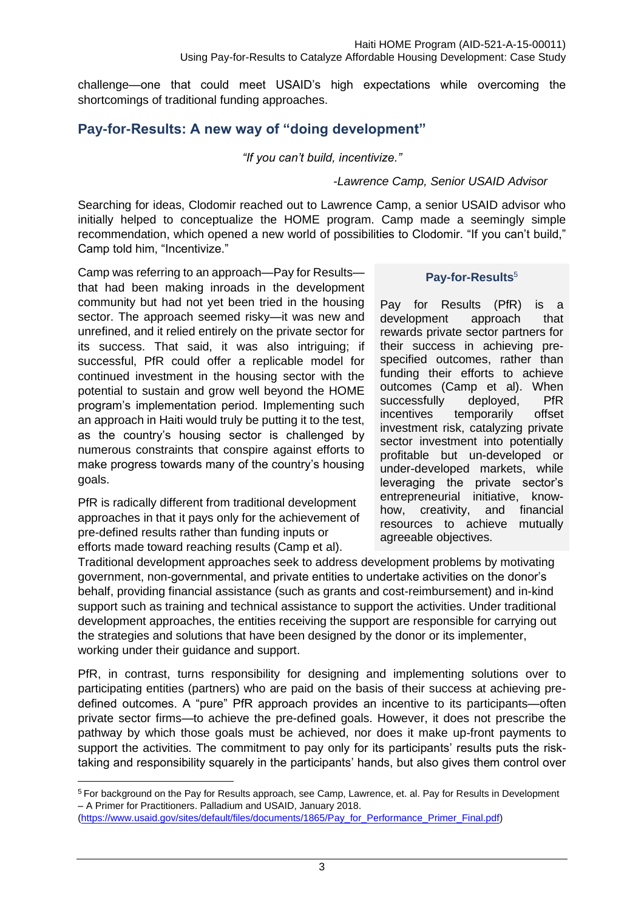challenge—one that could meet USAID's high expectations while overcoming the shortcomings of traditional funding approaches.

## Pay-for-Results: A new way of "doing development"

*"If you can't build, incentivize."*

*-Lawrence Camp, Senior USAID Advisor*

Searching for ideas, Clodomir reached out to Lawrence Camp, a senior USAID advisor who initially helped to conceptualize the HOME program. Camp made a seemingly simple recommendation, which opened a new world of possibilities to Clodomir. "If you can't build," Camp told him, "Incentivize."

Camp was referring to an approach—Pay for Results—that had been making inroads in the development community but had not yet been tried in the housing sector. The approach seemed risky—it was new and unrefined, and it relied entirely on the private sector for its success. That said, it was also intriguing; if successful, PfR could offer a replicable model for continued investment in the housing sector with the potential to sustain and grow well beyond the HOME program's implementation period. Implementing such an approach in Haiti would truly be putting it to the test, as the country's housing sector is challenged by numerous constraints that conspire against efforts to make progress towards many of the country's housing goals.

PfR is radically different from traditional development approaches in that it pays only for the achievement of pre-defined results rather than funding inputs or efforts made toward reaching results (Camp et al).

> **Pay-for-Results**[5]
>
> Pay for Results (PfR) is a development approach that rewards private sector partners for their success in achieving pre-specified outcomes, rather than funding their efforts to achieve outcomes (Camp et al). When successfully deployed, PfR incentives temporarily offset investment risk, catalyzing private sector investment into potentially profitable but un-developed or under-developed markets, while leveraging the private sector's entrepreneurial initiative, know-how, creativity, and financial resources to achieve mutually agreeable objectives.

Traditional development approaches seek to address development problems by motivating government, non-governmental, and private entities to undertake activities on the donor's behalf, providing financial assistance (such as grants and cost-reimbursement) and in-kind support such as training and technical assistance to support the activities. Under traditional development approaches, the entities receiving the support are responsible for carrying out the strategies and solutions that have been designed by the donor or its implementer, working under their guidance and support.

PfR, in contrast, turns responsibility for designing and implementing solutions over to participating entities (partners) who are paid on the basis of their success at achieving pre-defined outcomes. A "pure" PfR approach provides an incentive to its participants—often private sector firms—to achieve the pre-defined goals. However, it does not prescribe the pathway by which those goals must be achieved, nor does it make up-front payments to support the activities. The commitment to pay only for its participants' results puts the risk-taking and responsibility squarely in the participants' hands, but also gives them control over

[5] For background on the Pay for Results approach, see Camp, Lawrence, et. al. Pay for Results in Development – A Primer for Practitioners. Palladium and USAID, January 2018. (https://www.usaid.gov/sites/default/files/documents/1865/Pay_for_Performance_Primer_Final.pdf)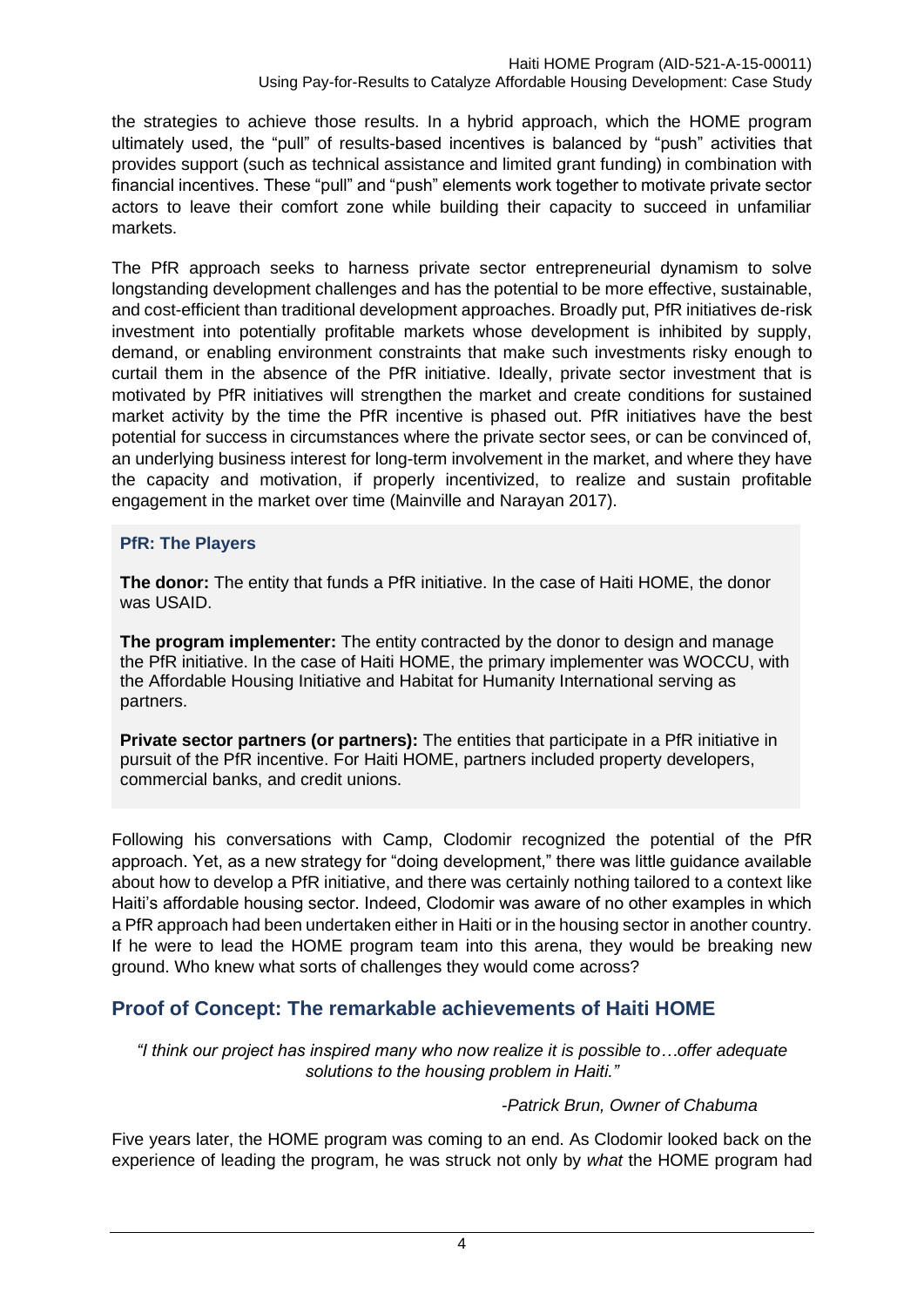the strategies to achieve those results. In a hybrid approach, which the HOME program ultimately used, the "pull" of results-based incentives is balanced by "push" activities that provides support (such as technical assistance and limited grant funding) in combination with financial incentives. These "pull" and "push" elements work together to motivate private sector actors to leave their comfort zone while building their capacity to succeed in unfamiliar markets.

The PfR approach seeks to harness private sector entrepreneurial dynamism to solve longstanding development challenges and has the potential to be more effective, sustainable, and cost-efficient than traditional development approaches. Broadly put, PfR initiatives de-risk investment into potentially profitable markets whose development is inhibited by supply, demand, or enabling environment constraints that make such investments risky enough to curtail them in the absence of the PfR initiative. Ideally, private sector investment that is motivated by PfR initiatives will strengthen the market and create conditions for sustained market activity by the time the PfR incentive is phased out. PfR initiatives have the best potential for success in circumstances where the private sector sees, or can be convinced of, an underlying business interest for long-term involvement in the market, and where they have the capacity and motivation, if properly incentivized, to realize and sustain profitable engagement in the market over time (Mainville and Narayan 2017).

**PfR: The Players**

**The donor:** The entity that funds a PfR initiative. In the case of Haiti HOME, the donor was USAID.

**The program implementer:** The entity contracted by the donor to design and manage the PfR initiative. In the case of Haiti HOME, the primary implementer was WOCCU, with the Affordable Housing Initiative and Habitat for Humanity International serving as partners.

**Private sector partners (or partners):** The entities that participate in a PfR initiative in pursuit of the PfR incentive. For Haiti HOME, partners included property developers, commercial banks, and credit unions.

Following his conversations with Camp, Clodomir recognized the potential of the PfR approach. Yet, as a new strategy for "doing development," there was little guidance available about how to develop a PfR initiative, and there was certainly nothing tailored to a context like Haiti's affordable housing sector. Indeed, Clodomir was aware of no other examples in which a PfR approach had been undertaken either in Haiti or in the housing sector in another country. If he were to lead the HOME program team into this arena, they would be breaking new ground. Who knew what sorts of challenges they would come across?

## Proof of Concept: The remarkable achievements of Haiti HOME

*"I think our project has inspired many who now realize it is possible to…offer adequate solutions to the housing problem in Haiti."*

*-Patrick Brun, Owner of Chabuma*

Five years later, the HOME program was coming to an end. As Clodomir looked back on the experience of leading the program, he was struck not only by *what* the HOME program had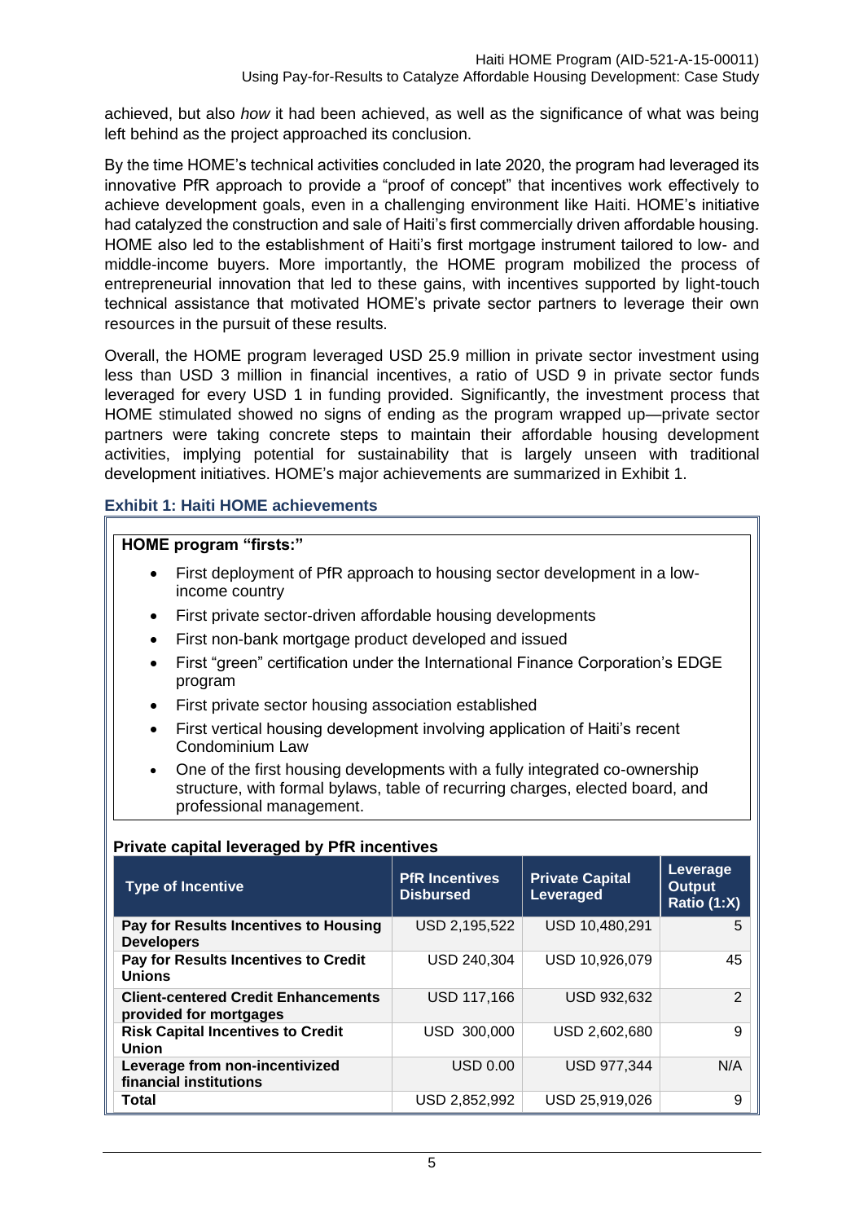achieved, but also *how* it had been achieved, as well as the significance of what was being left behind as the project approached its conclusion.

By the time HOME's technical activities concluded in late 2020, the program had leveraged its innovative PfR approach to provide a "proof of concept" that incentives work effectively to achieve development goals, even in a challenging environment like Haiti. HOME's initiative had catalyzed the construction and sale of Haiti's first commercially driven affordable housing. HOME also led to the establishment of Haiti's first mortgage instrument tailored to low- and middle-income buyers. More importantly, the HOME program mobilized the process of entrepreneurial innovation that led to these gains, with incentives supported by light-touch technical assistance that motivated HOME's private sector partners to leverage their own resources in the pursuit of these results.

Overall, the HOME program leveraged USD 25.9 million in private sector investment using less than USD 3 million in financial incentives, a ratio of USD 9 in private sector funds leveraged for every USD 1 in funding provided. Significantly, the investment process that HOME stimulated showed no signs of ending as the program wrapped up—private sector partners were taking concrete steps to maintain their affordable housing development activities, implying potential for sustainability that is largely unseen with traditional development initiatives. HOME's major achievements are summarized in Exhibit 1.

### Exhibit 1: Haiti HOME achievements

**HOME program "firsts:"**

- First deployment of PfR approach to housing sector development in a low-income country
- First private sector-driven affordable housing developments
- First non-bank mortgage product developed and issued
- First "green" certification under the International Finance Corporation's EDGE program
- First private sector housing association established
- First vertical housing development involving application of Haiti's recent Condominium Law
- One of the first housing developments with a fully integrated co-ownership structure, with formal bylaws, table of recurring charges, elected board, and professional management.

**Private capital leveraged by PfR incentives**

| Type of Incentive | PfR Incentives Disbursed | Private Capital Leveraged | Leverage Output Ratio (1:X) |
|---|---|---|---|
| **Pay for Results Incentives to Housing Developers** | USD 2,195,522 | USD 10,480,291 | 5 |
| **Pay for Results Incentives to Credit Unions** | USD 240,304 | USD 10,926,079 | 45 |
| **Client-centered Credit Enhancements provided for mortgages** | USD 117,166 | USD 932,632 | 2 |
| **Risk Capital Incentives to Credit Union** | USD 300,000 | USD 2,602,680 | 9 |
| **Leverage from non-incentivized financial institutions** | USD 0.00 | USD 977,344 | N/A |
| **Total** | USD 2,852,992 | USD 25,919,026 | 9 |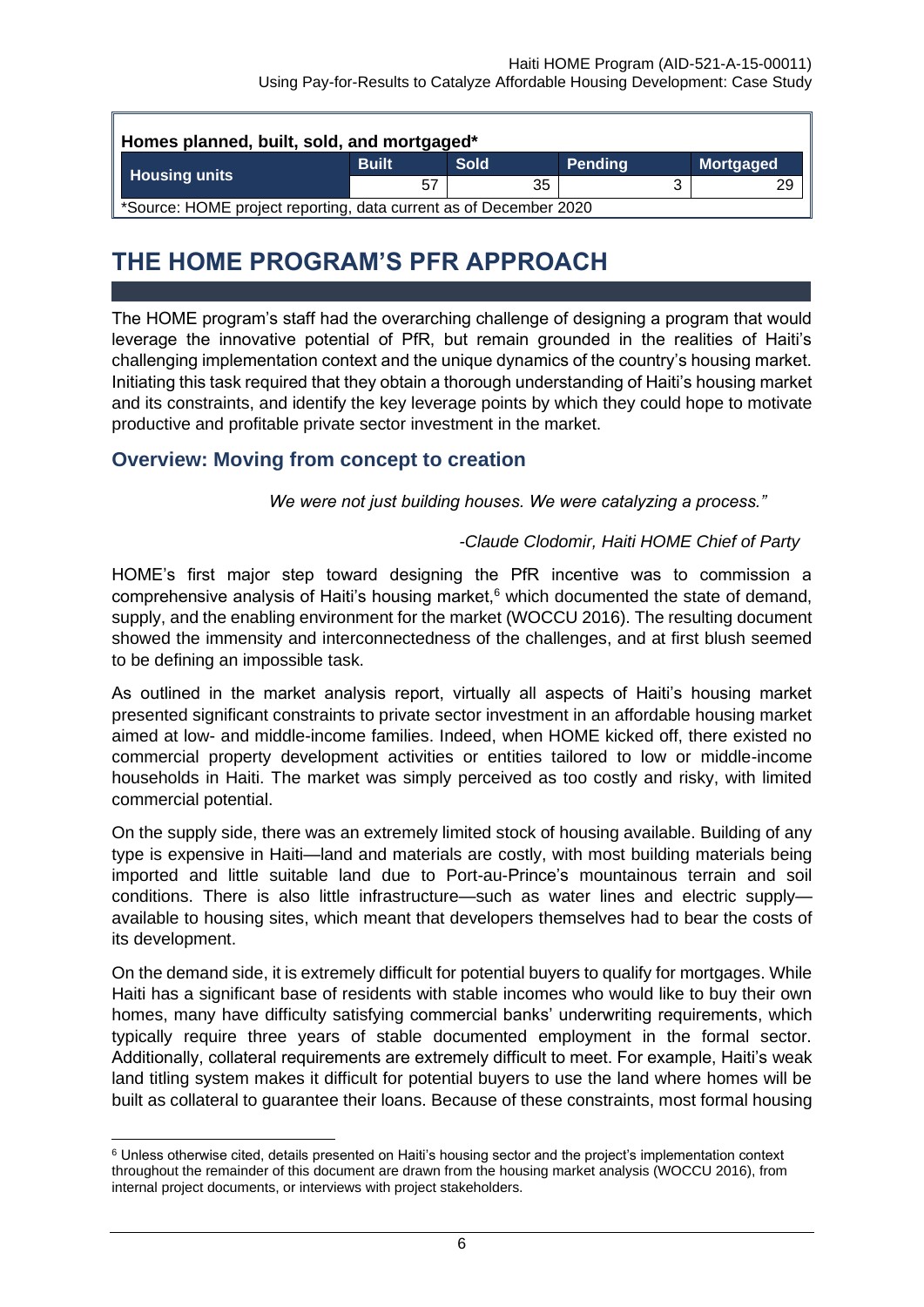| Homes planned, built, sold, and mortgaged* | | | | |
|---|---|---|---|---|
| Housing units | Built | Sold | Pending | Mortgaged |
| | 57 | 35 | 3 | 29 |
| *Source: HOME project reporting, data current as of December 2020 | | | | |

# THE HOME PROGRAM'S PFR APPROACH

The HOME program's staff had the overarching challenge of designing a program that would leverage the innovative potential of PfR, but remain grounded in the realities of Haiti's challenging implementation context and the unique dynamics of the country's housing market. Initiating this task required that they obtain a thorough understanding of Haiti's housing market and its constraints, and identify the key leverage points by which they could hope to motivate productive and profitable private sector investment in the market.

## Overview: Moving from concept to creation

*We were not just building houses. We were catalyzing a process."*

*-Claude Clodomir, Haiti HOME Chief of Party*

HOME's first major step toward designing the PfR incentive was to commission a comprehensive analysis of Haiti's housing market,[6] which documented the state of demand, supply, and the enabling environment for the market (WOCCU 2016). The resulting document showed the immensity and interconnectedness of the challenges, and at first blush seemed to be defining an impossible task.

As outlined in the market analysis report, virtually all aspects of Haiti's housing market presented significant constraints to private sector investment in an affordable housing market aimed at low- and middle-income families. Indeed, when HOME kicked off, there existed no commercial property development activities or entities tailored to low or middle-income households in Haiti. The market was simply perceived as too costly and risky, with limited commercial potential.

On the supply side, there was an extremely limited stock of housing available. Building of any type is expensive in Haiti—land and materials are costly, with most building materials being imported and little suitable land due to Port-au-Prince's mountainous terrain and soil conditions. There is also little infrastructure—such as water lines and electric supply—available to housing sites, which meant that developers themselves had to bear the costs of its development.

On the demand side, it is extremely difficult for potential buyers to qualify for mortgages. While Haiti has a significant base of residents with stable incomes who would like to buy their own homes, many have difficulty satisfying commercial banks' underwriting requirements, which typically require three years of stable documented employment in the formal sector. Additionally, collateral requirements are extremely difficult to meet. For example, Haiti's weak land titling system makes it difficult for potential buyers to use the land where homes will be built as collateral to guarantee their loans. Because of these constraints, most formal housing

[6] Unless otherwise cited, details presented on Haiti's housing sector and the project's implementation context throughout the remainder of this document are drawn from the housing market analysis (WOCCU 2016), from internal project documents, or interviews with project stakeholders.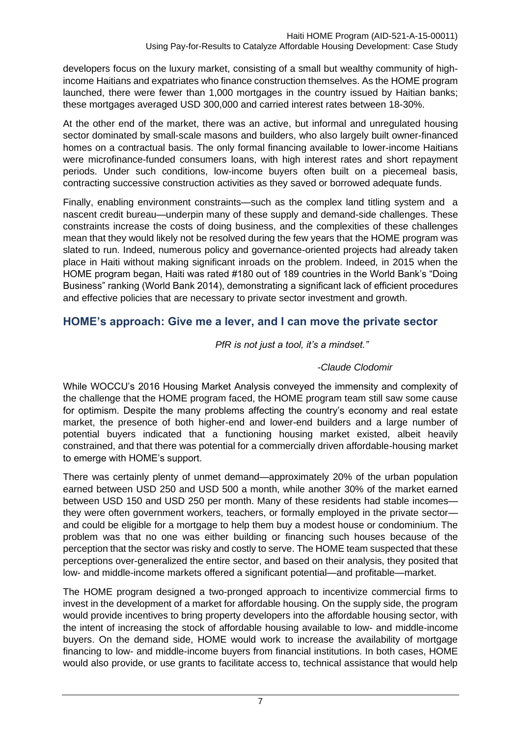developers focus on the luxury market, consisting of a small but wealthy community of high-income Haitians and expatriates who finance construction themselves. As the HOME program launched, there were fewer than 1,000 mortgages in the country issued by Haitian banks; these mortgages averaged USD 300,000 and carried interest rates between 18-30%.

At the other end of the market, there was an active, but informal and unregulated housing sector dominated by small-scale masons and builders, who also largely built owner-financed homes on a contractual basis. The only formal financing available to lower-income Haitians were microfinance-funded consumers loans, with high interest rates and short repayment periods. Under such conditions, low-income buyers often built on a piecemeal basis, contracting successive construction activities as they saved or borrowed adequate funds.

Finally, enabling environment constraints—such as the complex land titling system and a nascent credit bureau—underpin many of these supply and demand-side challenges. These constraints increase the costs of doing business, and the complexities of these challenges mean that they would likely not be resolved during the few years that the HOME program was slated to run. Indeed, numerous policy and governance-oriented projects had already taken place in Haiti without making significant inroads on the problem. Indeed, in 2015 when the HOME program began, Haiti was rated #180 out of 189 countries in the World Bank's "Doing Business" ranking (World Bank 2014), demonstrating a significant lack of efficient procedures and effective policies that are necessary to private sector investment and growth.

## HOME's approach: Give me a lever, and I can move the private sector

*PfR is not just a tool, it's a mindset."*

*-Claude Clodomir*

While WOCCU's 2016 Housing Market Analysis conveyed the immensity and complexity of the challenge that the HOME program faced, the HOME program team still saw some cause for optimism. Despite the many problems affecting the country's economy and real estate market, the presence of both higher-end and lower-end builders and a large number of potential buyers indicated that a functioning housing market existed, albeit heavily constrained, and that there was potential for a commercially driven affordable-housing market to emerge with HOME's support.

There was certainly plenty of unmet demand—approximately 20% of the urban population earned between USD 250 and USD 500 a month, while another 30% of the market earned between USD 150 and USD 250 per month. Many of these residents had stable incomes—they were often government workers, teachers, or formally employed in the private sector—and could be eligible for a mortgage to help them buy a modest house or condominium. The problem was that no one was either building or financing such houses because of the perception that the sector was risky and costly to serve. The HOME team suspected that these perceptions over-generalized the entire sector, and based on their analysis, they posited that low- and middle-income markets offered a significant potential—and profitable—market.

The HOME program designed a two-pronged approach to incentivize commercial firms to invest in the development of a market for affordable housing. On the supply side, the program would provide incentives to bring property developers into the affordable housing sector, with the intent of increasing the stock of affordable housing available to low- and middle-income buyers. On the demand side, HOME would work to increase the availability of mortgage financing to low- and middle-income buyers from financial institutions. In both cases, HOME would also provide, or use grants to facilitate access to, technical assistance that would help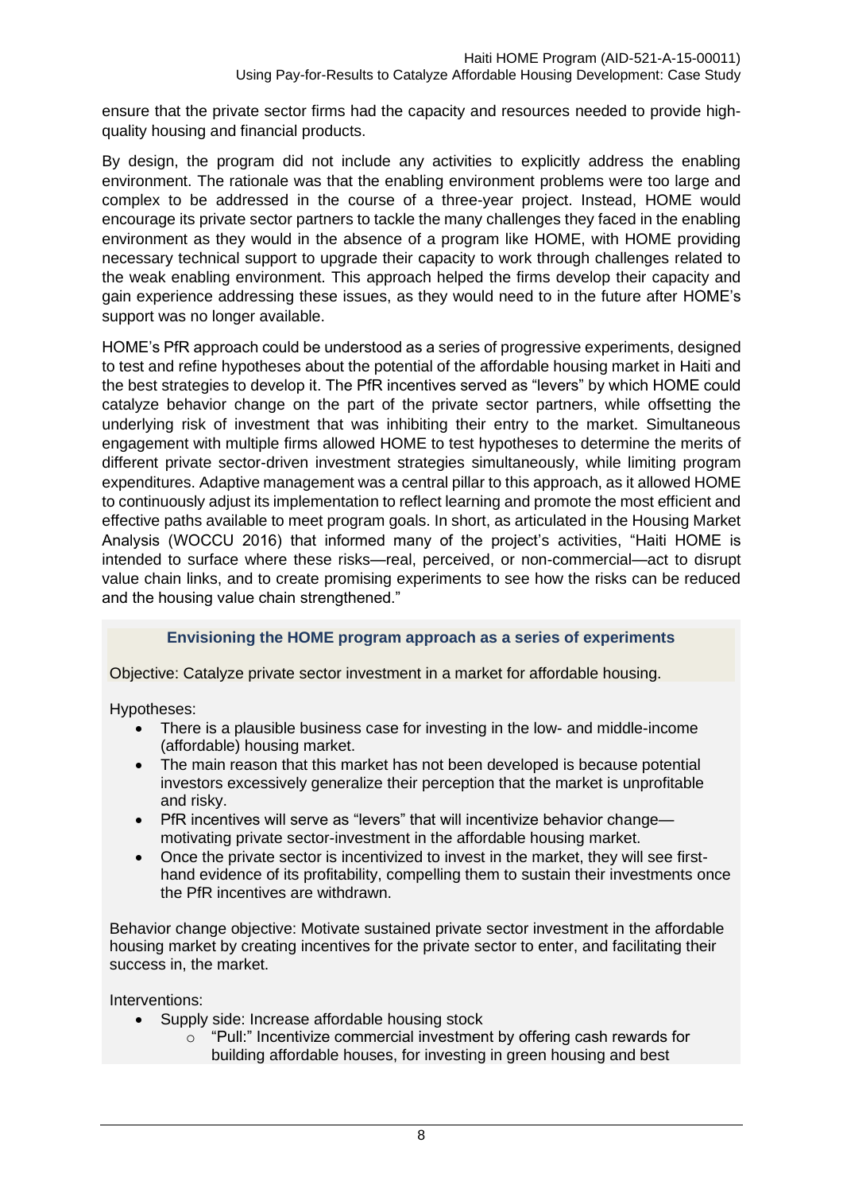ensure that the private sector firms had the capacity and resources needed to provide high-quality housing and financial products.

By design, the program did not include any activities to explicitly address the enabling environment. The rationale was that the enabling environment problems were too large and complex to be addressed in the course of a three-year project. Instead, HOME would encourage its private sector partners to tackle the many challenges they faced in the enabling environment as they would in the absence of a program like HOME, with HOME providing necessary technical support to upgrade their capacity to work through challenges related to the weak enabling environment. This approach helped the firms develop their capacity and gain experience addressing these issues, as they would need to in the future after HOME's support was no longer available.

HOME's PfR approach could be understood as a series of progressive experiments, designed to test and refine hypotheses about the potential of the affordable housing market in Haiti and the best strategies to develop it. The PfR incentives served as "levers" by which HOME could catalyze behavior change on the part of the private sector partners, while offsetting the underlying risk of investment that was inhibiting their entry to the market. Simultaneous engagement with multiple firms allowed HOME to test hypotheses to determine the merits of different private sector-driven investment strategies simultaneously, while limiting program expenditures. Adaptive management was a central pillar to this approach, as it allowed HOME to continuously adjust its implementation to reflect learning and promote the most efficient and effective paths available to meet program goals. In short, as articulated in the Housing Market Analysis (WOCCU 2016) that informed many of the project's activities, "Haiti HOME is intended to surface where these risks—real, perceived, or non-commercial—act to disrupt value chain links, and to create promising experiments to see how the risks can be reduced and the housing value chain strengthened."

**Envisioning the HOME program approach as a series of experiments**

Objective: Catalyze private sector investment in a market for affordable housing.

Hypotheses:

- There is a plausible business case for investing in the low- and middle-income (affordable) housing market.
- The main reason that this market has not been developed is because potential investors excessively generalize their perception that the market is unprofitable and risky.
- PfR incentives will serve as "levers" that will incentivize behavior change—motivating private sector-investment in the affordable housing market.
- Once the private sector is incentivized to invest in the market, they will see first-hand evidence of its profitability, compelling them to sustain their investments once the PfR incentives are withdrawn.

Behavior change objective: Motivate sustained private sector investment in the affordable housing market by creating incentives for the private sector to enter, and facilitating their success in, the market.

Interventions:

- Supply side: Increase affordable housing stock
  - "Pull:" Incentivize commercial investment by offering cash rewards for building affordable houses, for investing in green housing and best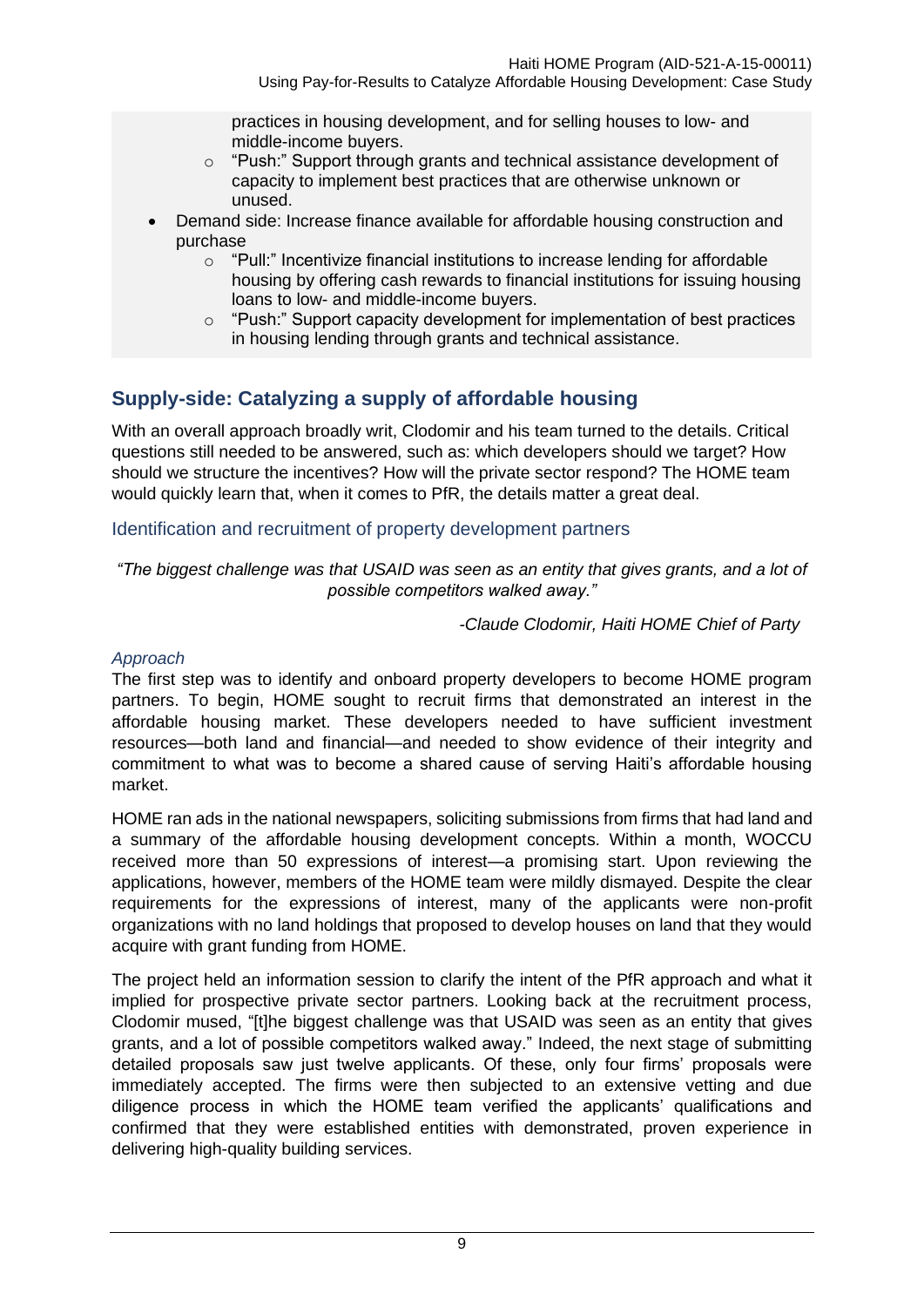practices in housing development, and for selling houses to low- and middle-income buyers.
    - "Push:" Support through grants and technical assistance development of capacity to implement best practices that are otherwise unknown or unused.
- Demand side: Increase finance available for affordable housing construction and purchase
    - "Pull:" Incentivize financial institutions to increase lending for affordable housing by offering cash rewards to financial institutions for issuing housing loans to low- and middle-income buyers.
    - "Push:" Support capacity development for implementation of best practices in housing lending through grants and technical assistance.

## Supply-side: Catalyzing a supply of affordable housing

With an overall approach broadly writ, Clodomir and his team turned to the details. Critical questions still needed to be answered, such as: which developers should we target? How should we structure the incentives? How will the private sector respond? The HOME team would quickly learn that, when it comes to PfR, the details matter a great deal.

### Identification and recruitment of property development partners

*"The biggest challenge was that USAID was seen as an entity that gives grants, and a lot of possible competitors walked away."*

*-Claude Clodomir, Haiti HOME Chief of Party*

#### *Approach*

The first step was to identify and onboard property developers to become HOME program partners. To begin, HOME sought to recruit firms that demonstrated an interest in the affordable housing market. These developers needed to have sufficient investment resources—both land and financial—and needed to show evidence of their integrity and commitment to what was to become a shared cause of serving Haiti's affordable housing market.

HOME ran ads in the national newspapers, soliciting submissions from firms that had land and a summary of the affordable housing development concepts. Within a month, WOCCU received more than 50 expressions of interest—a promising start. Upon reviewing the applications, however, members of the HOME team were mildly dismayed. Despite the clear requirements for the expressions of interest, many of the applicants were non-profit organizations with no land holdings that proposed to develop houses on land that they would acquire with grant funding from HOME.

The project held an information session to clarify the intent of the PfR approach and what it implied for prospective private sector partners. Looking back at the recruitment process, Clodomir mused, "[t]he biggest challenge was that USAID was seen as an entity that gives grants, and a lot of possible competitors walked away." Indeed, the next stage of submitting detailed proposals saw just twelve applicants. Of these, only four firms' proposals were immediately accepted. The firms were then subjected to an extensive vetting and due diligence process in which the HOME team verified the applicants' qualifications and confirmed that they were established entities with demonstrated, proven experience in delivering high-quality building services.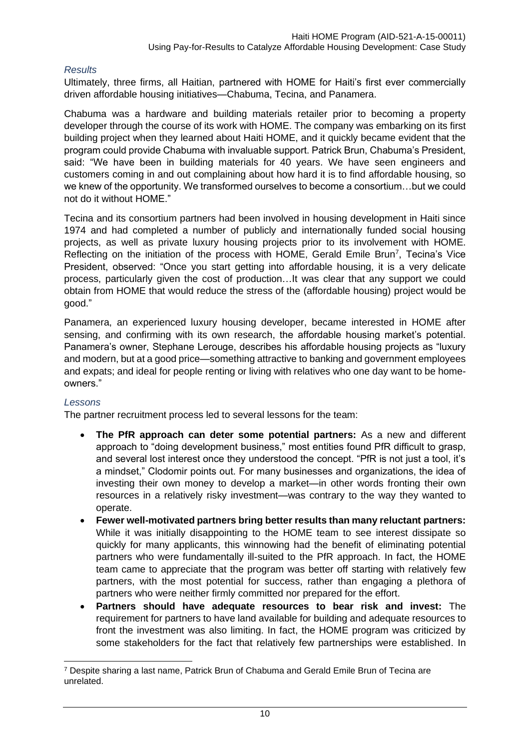### *Results*

Ultimately, three firms, all Haitian, partnered with HOME for Haiti's first ever commercially driven affordable housing initiatives—Chabuma, Tecina, and Panamera.

Chabuma was a hardware and building materials retailer prior to becoming a property developer through the course of its work with HOME. The company was embarking on its first building project when they learned about Haiti HOME, and it quickly became evident that the program could provide Chabuma with invaluable support. Patrick Brun, Chabuma's President, said: "We have been in building materials for 40 years. We have seen engineers and customers coming in and out complaining about how hard it is to find affordable housing, so we knew of the opportunity. We transformed ourselves to become a consortium…but we could not do it without HOME."

Tecina and its consortium partners had been involved in housing development in Haiti since 1974 and had completed a number of publicly and internationally funded social housing projects, as well as private luxury housing projects prior to its involvement with HOME. Reflecting on the initiation of the process with HOME, Gerald Emile Brun[7], Tecina's Vice President, observed: "Once you start getting into affordable housing, it is a very delicate process, particularly given the cost of production…It was clear that any support we could obtain from HOME that would reduce the stress of the (affordable housing) project would be good."

Panamera, an experienced luxury housing developer, became interested in HOME after sensing, and confirming with its own research, the affordable housing market's potential. Panamera's owner, Stephane Lerouge, describes his affordable housing projects as "luxury and modern, but at a good price—something attractive to banking and government employees and expats; and ideal for people renting or living with relatives who one day want to be home-owners."

### *Lessons*

The partner recruitment process led to several lessons for the team:

- **The PfR approach can deter some potential partners:** As a new and different approach to "doing development business," most entities found PfR difficult to grasp, and several lost interest once they understood the concept. "PfR is not just a tool, it's a mindset," Clodomir points out. For many businesses and organizations, the idea of investing their own money to develop a market—in other words fronting their own resources in a relatively risky investment—was contrary to the way they wanted to operate.
- **Fewer well-motivated partners bring better results than many reluctant partners:** While it was initially disappointing to the HOME team to see interest dissipate so quickly for many applicants, this winnowing had the benefit of eliminating potential partners who were fundamentally ill-suited to the PfR approach. In fact, the HOME team came to appreciate that the program was better off starting with relatively few partners, with the most potential for success, rather than engaging a plethora of partners who were neither firmly committed nor prepared for the effort.
- **Partners should have adequate resources to bear risk and invest:** The requirement for partners to have land available for building and adequate resources to front the investment was also limiting. In fact, the HOME program was criticized by some stakeholders for the fact that relatively few partnerships were established. In

[7] Despite sharing a last name, Patrick Brun of Chabuma and Gerald Emile Brun of Tecina are unrelated.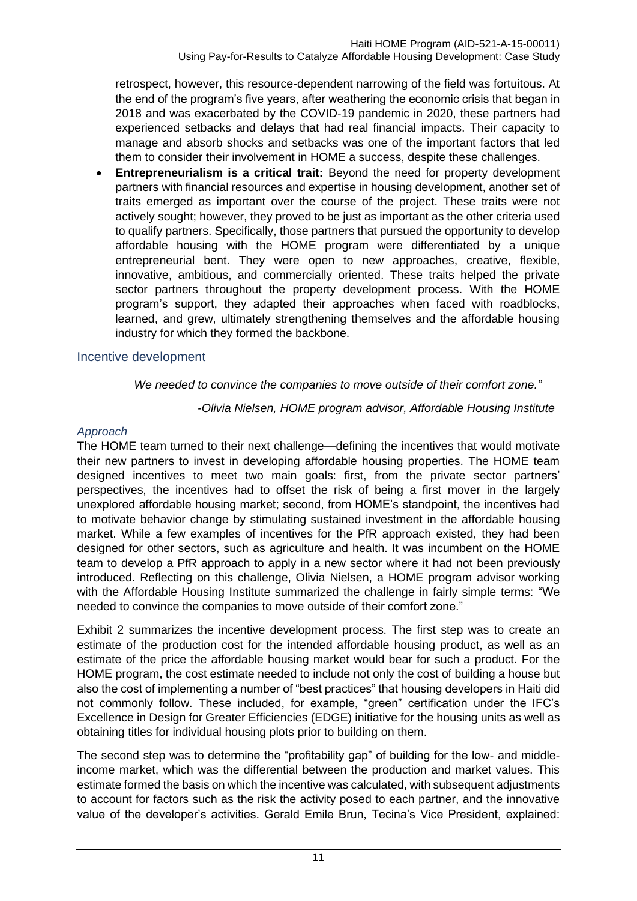retrospect, however, this resource-dependent narrowing of the field was fortuitous. At the end of the program's five years, after weathering the economic crisis that began in 2018 and was exacerbated by the COVID-19 pandemic in 2020, these partners had experienced setbacks and delays that had real financial impacts. Their capacity to manage and absorb shocks and setbacks was one of the important factors that led them to consider their involvement in HOME a success, despite these challenges.

- **Entrepreneurialism is a critical trait:** Beyond the need for property development partners with financial resources and expertise in housing development, another set of traits emerged as important over the course of the project. These traits were not actively sought; however, they proved to be just as important as the other criteria used to qualify partners. Specifically, those partners that pursued the opportunity to develop affordable housing with the HOME program were differentiated by a unique entrepreneurial bent. They were open to new approaches, creative, flexible, innovative, ambitious, and commercially oriented. These traits helped the private sector partners throughout the property development process. With the HOME program's support, they adapted their approaches when faced with roadblocks, learned, and grew, ultimately strengthening themselves and the affordable housing industry for which they formed the backbone.

## Incentive development

*We needed to convince the companies to move outside of their comfort zone."*

*-Olivia Nielsen, HOME program advisor, Affordable Housing Institute*

### *Approach*

The HOME team turned to their next challenge—defining the incentives that would motivate their new partners to invest in developing affordable housing properties. The HOME team designed incentives to meet two main goals: first, from the private sector partners' perspectives, the incentives had to offset the risk of being a first mover in the largely unexplored affordable housing market; second, from HOME's standpoint, the incentives had to motivate behavior change by stimulating sustained investment in the affordable housing market. While a few examples of incentives for the PfR approach existed, they had been designed for other sectors, such as agriculture and health. It was incumbent on the HOME team to develop a PfR approach to apply in a new sector where it had not been previously introduced. Reflecting on this challenge, Olivia Nielsen, a HOME program advisor working with the Affordable Housing Institute summarized the challenge in fairly simple terms: "We needed to convince the companies to move outside of their comfort zone."

Exhibit 2 summarizes the incentive development process. The first step was to create an estimate of the production cost for the intended affordable housing product, as well as an estimate of the price the affordable housing market would bear for such a product. For the HOME program, the cost estimate needed to include not only the cost of building a house but also the cost of implementing a number of "best practices" that housing developers in Haiti did not commonly follow. These included, for example, "green" certification under the IFC's Excellence in Design for Greater Efficiencies (EDGE) initiative for the housing units as well as obtaining titles for individual housing plots prior to building on them.

The second step was to determine the "profitability gap" of building for the low- and middle-income market, which was the differential between the production and market values. This estimate formed the basis on which the incentive was calculated, with subsequent adjustments to account for factors such as the risk the activity posed to each partner, and the innovative value of the developer's activities. Gerald Emile Brun, Tecina's Vice President, explained: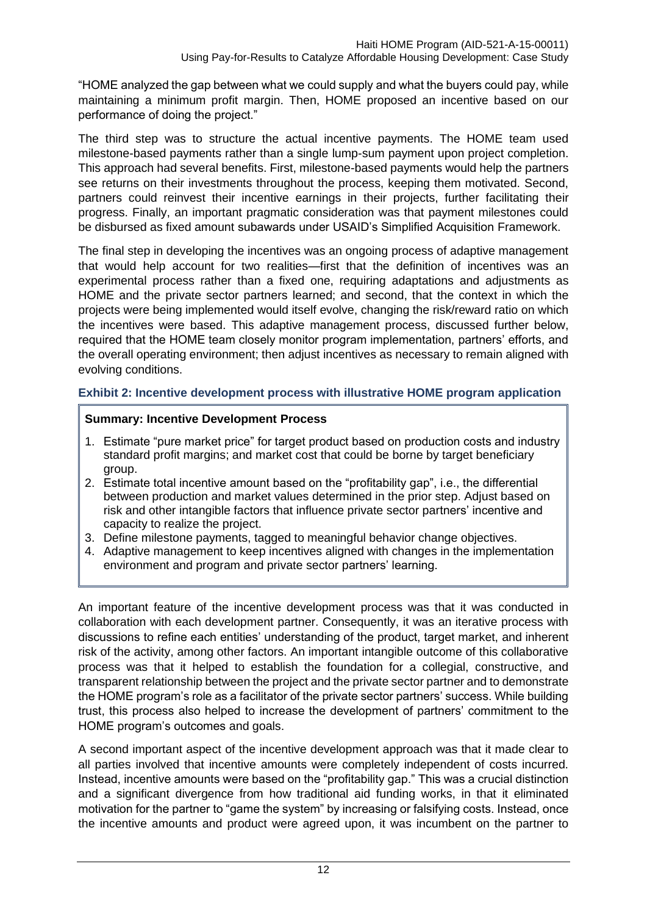"HOME analyzed the gap between what we could supply and what the buyers could pay, while maintaining a minimum profit margin. Then, HOME proposed an incentive based on our performance of doing the project."

The third step was to structure the actual incentive payments. The HOME team used milestone-based payments rather than a single lump-sum payment upon project completion. This approach had several benefits. First, milestone-based payments would help the partners see returns on their investments throughout the process, keeping them motivated. Second, partners could reinvest their incentive earnings in their projects, further facilitating their progress. Finally, an important pragmatic consideration was that payment milestones could be disbursed as fixed amount subawards under USAID's Simplified Acquisition Framework.

The final step in developing the incentives was an ongoing process of adaptive management that would help account for two realities—first that the definition of incentives was an experimental process rather than a fixed one, requiring adaptations and adjustments as HOME and the private sector partners learned; and second, that the context in which the projects were being implemented would itself evolve, changing the risk/reward ratio on which the incentives were based. This adaptive management process, discussed further below, required that the HOME team closely monitor program implementation, partners' efforts, and the overall operating environment; then adjust incentives as necessary to remain aligned with evolving conditions.

### Exhibit 2: Incentive development process with illustrative HOME program application

**Summary: Incentive Development Process**

1. Estimate "pure market price" for target product based on production costs and industry standard profit margins; and market cost that could be borne by target beneficiary group.
2. Estimate total incentive amount based on the "profitability gap", i.e., the differential between production and market values determined in the prior step. Adjust based on risk and other intangible factors that influence private sector partners' incentive and capacity to realize the project.
3. Define milestone payments, tagged to meaningful behavior change objectives.
4. Adaptive management to keep incentives aligned with changes in the implementation environment and program and private sector partners' learning.

An important feature of the incentive development process was that it was conducted in collaboration with each development partner. Consequently, it was an iterative process with discussions to refine each entities' understanding of the product, target market, and inherent risk of the activity, among other factors. An important intangible outcome of this collaborative process was that it helped to establish the foundation for a collegial, constructive, and transparent relationship between the project and the private sector partner and to demonstrate the HOME program's role as a facilitator of the private sector partners' success. While building trust, this process also helped to increase the development of partners' commitment to the HOME program's outcomes and goals.

A second important aspect of the incentive development approach was that it made clear to all parties involved that incentive amounts were completely independent of costs incurred. Instead, incentive amounts were based on the "profitability gap." This was a crucial distinction and a significant divergence from how traditional aid funding works, in that it eliminated motivation for the partner to "game the system" by increasing or falsifying costs. Instead, once the incentive amounts and product were agreed upon, it was incumbent on the partner to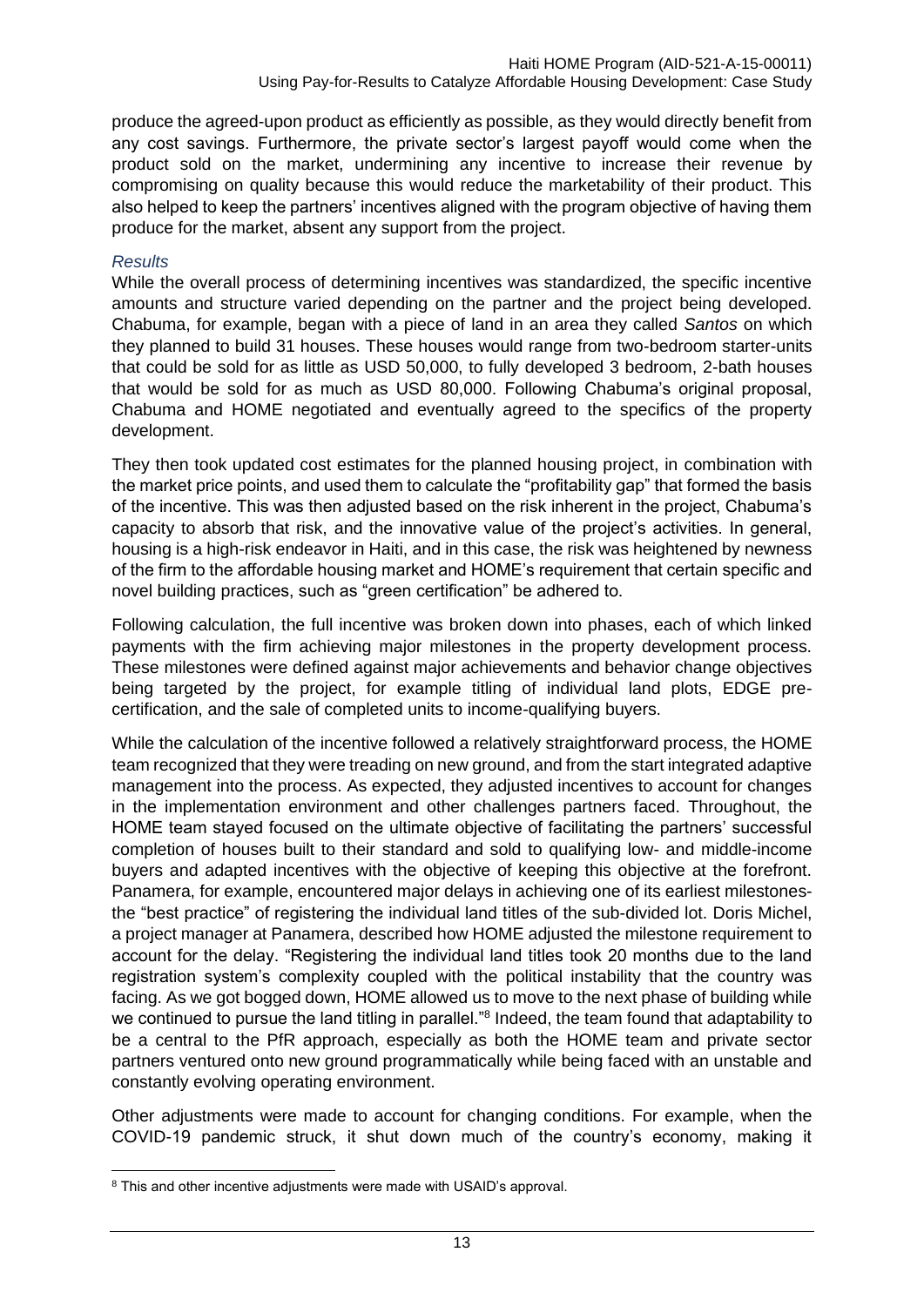produce the agreed-upon product as efficiently as possible, as they would directly benefit from any cost savings. Furthermore, the private sector's largest payoff would come when the product sold on the market, undermining any incentive to increase their revenue by compromising on quality because this would reduce the marketability of their product. This also helped to keep the partners' incentives aligned with the program objective of having them produce for the market, absent any support from the project.

### *Results*

While the overall process of determining incentives was standardized, the specific incentive amounts and structure varied depending on the partner and the project being developed. Chabuma, for example, began with a piece of land in an area they called *Santos* on which they planned to build 31 houses. These houses would range from two-bedroom starter-units that could be sold for as little as USD 50,000, to fully developed 3 bedroom, 2-bath houses that would be sold for as much as USD 80,000. Following Chabuma's original proposal, Chabuma and HOME negotiated and eventually agreed to the specifics of the property development.

They then took updated cost estimates for the planned housing project, in combination with the market price points, and used them to calculate the "profitability gap" that formed the basis of the incentive. This was then adjusted based on the risk inherent in the project, Chabuma's capacity to absorb that risk, and the innovative value of the project's activities. In general, housing is a high-risk endeavor in Haiti, and in this case, the risk was heightened by newness of the firm to the affordable housing market and HOME's requirement that certain specific and novel building practices, such as "green certification" be adhered to.

Following calculation, the full incentive was broken down into phases, each of which linked payments with the firm achieving major milestones in the property development process. These milestones were defined against major achievements and behavior change objectives being targeted by the project, for example titling of individual land plots, EDGE pre-certification, and the sale of completed units to income-qualifying buyers.

While the calculation of the incentive followed a relatively straightforward process, the HOME team recognized that they were treading on new ground, and from the start integrated adaptive management into the process. As expected, they adjusted incentives to account for changes in the implementation environment and other challenges partners faced. Throughout, the HOME team stayed focused on the ultimate objective of facilitating the partners' successful completion of houses built to their standard and sold to qualifying low- and middle-income buyers and adapted incentives with the objective of keeping this objective at the forefront. Panamera, for example, encountered major delays in achieving one of its earliest milestones- the "best practice" of registering the individual land titles of the sub-divided lot. Doris Michel, a project manager at Panamera, described how HOME adjusted the milestone requirement to account for the delay. "Registering the individual land titles took 20 months due to the land registration system's complexity coupled with the political instability that the country was facing. As we got bogged down, HOME allowed us to move to the next phase of building while we continued to pursue the land titling in parallel."[8] Indeed, the team found that adaptability to be a central to the PfR approach, especially as both the HOME team and private sector partners ventured onto new ground programmatically while being faced with an unstable and constantly evolving operating environment.

Other adjustments were made to account for changing conditions. For example, when the COVID-19 pandemic struck, it shut down much of the country's economy, making it

---

[8] This and other incentive adjustments were made with USAID's approval.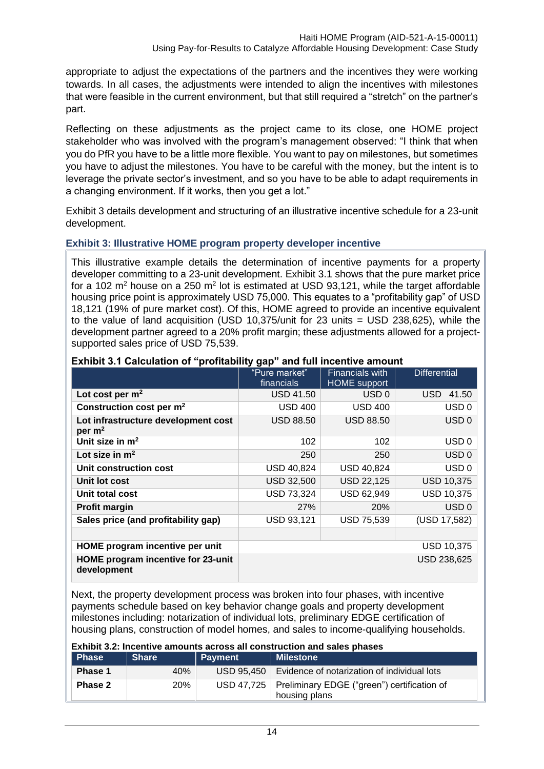appropriate to adjust the expectations of the partners and the incentives they were working towards. In all cases, the adjustments were intended to align the incentives with milestones that were feasible in the current environment, but that still required a "stretch" on the partner's part.

Reflecting on these adjustments as the project came to its close, one HOME project stakeholder who was involved with the program's management observed: "I think that when you do PfR you have to be a little more flexible. You want to pay on milestones, but sometimes you have to adjust the milestones. You have to be careful with the money, but the intent is to leverage the private sector's investment, and so you have to be able to adapt requirements in a changing environment. If it works, then you get a lot."

Exhibit 3 details development and structuring of an illustrative incentive schedule for a 23-unit development.

### Exhibit 3: Illustrative HOME program property developer incentive

This illustrative example details the determination of incentive payments for a property developer committing to a 23-unit development. Exhibit 3.1 shows that the pure market price for a 102 m$^2$ house on a 250 m$^2$ lot is estimated at USD 93,121, while the target affordable housing price point is approximately USD 75,000. This equates to a "profitability gap" of USD 18,121 (19% of pure market cost). Of this, HOME agreed to provide an incentive equivalent to the value of land acquisition (USD 10,375/unit for 23 units = USD 238,625), while the development partner agreed to a 20% profit margin; these adjustments allowed for a project-supported sales price of USD 75,539.

**Exhibit 3.1 Calculation of "profitability gap" and full incentive amount**

| | "Pure market" financials | Financials with HOME support | Differential |
|---|---|---|---|
| **Lot cost per m$^2$** | USD 41.50 | USD 0 | USD 41.50 |
| **Construction cost per m$^2$** | USD 400 | USD 400 | USD 0 |
| **Lot infrastructure development cost per m$^2$** | USD 88.50 | USD 88.50 | USD 0 |
| **Unit size in m$^2$** | 102 | 102 | USD 0 |
| **Lot size in m$^2$** | 250 | 250 | USD 0 |
| **Unit construction cost** | USD 40,824 | USD 40,824 | USD 0 |
| **Unit lot cost** | USD 32,500 | USD 22,125 | USD 10,375 |
| **Unit total cost** | USD 73,324 | USD 62,949 | USD 10,375 |
| **Profit margin** | 27% | 20% | USD 0 |
| **Sales price (and profitability gap)** | USD 93,121 | USD 75,539 | (USD 17,582) |
| | | | |
| **HOME program incentive per unit** | | | USD 10,375 |
| **HOME program incentive for 23-unit development** | | | USD 238,625 |

Next, the property development process was broken into four phases, with incentive payments schedule based on key behavior change goals and property development milestones including: notarization of individual lots, preliminary EDGE certification of housing plans, construction of model homes, and sales to income-qualifying households.

**Exhibit 3.2: Incentive amounts across all construction and sales phases**

| Phase | Share | Payment | Milestone |
|---|---|---|---|
| **Phase 1** | 40% | USD 95,450 | Evidence of notarization of individual lots |
| **Phase 2** | 20% | USD 47,725 | Preliminary EDGE ("green") certification of housing plans |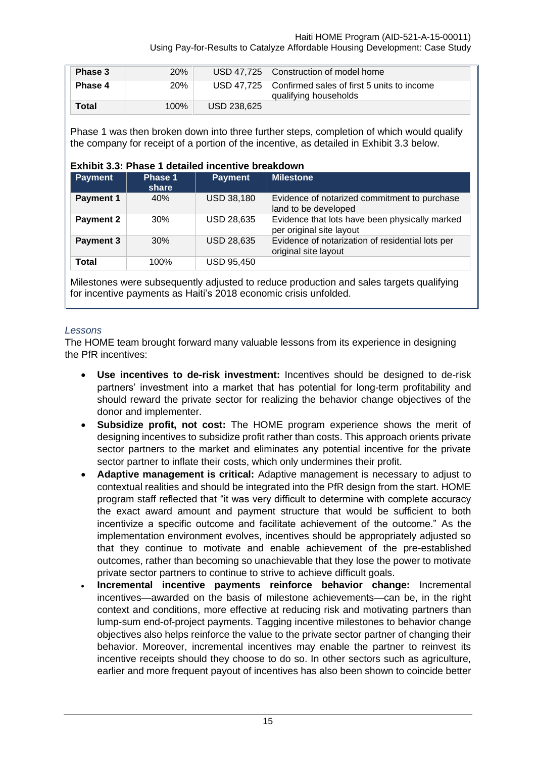| Phase 3 | 20% | USD 47,725 | Construction of model home |
| --- | --- | --- | --- |
| Phase 4 | 20% | USD 47,725 | Confirmed sales of first 5 units to income qualifying households |
| Total | 100% | USD 238,625 | |

Phase 1 was then broken down into three further steps, completion of which would qualify the company for receipt of a portion of the incentive, as detailed in Exhibit 3.3 below.

**Exhibit 3.3: Phase 1 detailed incentive breakdown**

| Payment | Phase 1 share | Payment | Milestone |
| --- | --- | --- | --- |
| **Payment 1** | 40% | USD 38,180 | Evidence of notarized commitment to purchase land to be developed |
| **Payment 2** | 30% | USD 28,635 | Evidence that lots have been physically marked per original site layout |
| **Payment 3** | 30% | USD 28,635 | Evidence of notarization of residential lots per original site layout |
| **Total** | 100% | USD 95,450 | |

Milestones were subsequently adjusted to reduce production and sales targets qualifying for incentive payments as Haiti's 2018 economic crisis unfolded.

*Lessons*

The HOME team brought forward many valuable lessons from its experience in designing the PfR incentives:

- **Use incentives to de-risk investment:** Incentives should be designed to de-risk partners' investment into a market that has potential for long-term profitability and should reward the private sector for realizing the behavior change objectives of the donor and implementer.
- **Subsidize profit, not cost:** The HOME program experience shows the merit of designing incentives to subsidize profit rather than costs. This approach orients private sector partners to the market and eliminates any potential incentive for the private sector partner to inflate their costs, which only undermines their profit.
- **Adaptive management is critical:** Adaptive management is necessary to adjust to contextual realities and should be integrated into the PfR design from the start. HOME program staff reflected that "it was very difficult to determine with complete accuracy the exact award amount and payment structure that would be sufficient to both incentivize a specific outcome and facilitate achievement of the outcome." As the implementation environment evolves, incentives should be appropriately adjusted so that they continue to motivate and enable achievement of the pre-established outcomes, rather than becoming so unachievable that they lose the power to motivate private sector partners to continue to strive to achieve difficult goals.
- **Incremental incentive payments reinforce behavior change:** Incremental incentives—awarded on the basis of milestone achievements—can be, in the right context and conditions, more effective at reducing risk and motivating partners than lump-sum end-of-project payments. Tagging incentive milestones to behavior change objectives also helps reinforce the value to the private sector partner of changing their behavior. Moreover, incremental incentives may enable the partner to reinvest its incentive receipts should they choose to do so. In other sectors such as agriculture, earlier and more frequent payout of incentives has also been shown to coincide better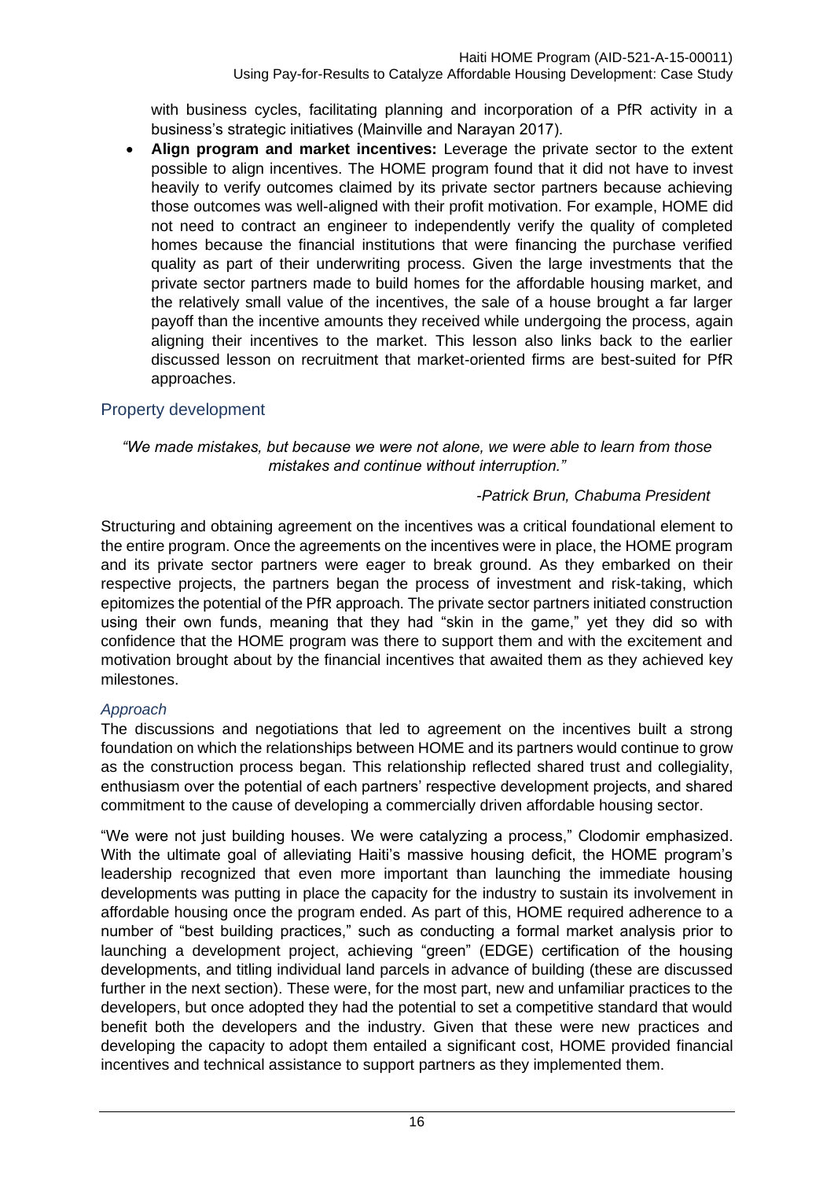with business cycles, facilitating planning and incorporation of a PfR activity in a business's strategic initiatives (Mainville and Narayan 2017).

- **Align program and market incentives:** Leverage the private sector to the extent possible to align incentives. The HOME program found that it did not have to invest heavily to verify outcomes claimed by its private sector partners because achieving those outcomes was well-aligned with their profit motivation. For example, HOME did not need to contract an engineer to independently verify the quality of completed homes because the financial institutions that were financing the purchase verified quality as part of their underwriting process. Given the large investments that the private sector partners made to build homes for the affordable housing market, and the relatively small value of the incentives, the sale of a house brought a far larger payoff than the incentive amounts they received while undergoing the process, again aligning their incentives to the market. This lesson also links back to the earlier discussed lesson on recruitment that market-oriented firms are best-suited for PfR approaches.

## Property development

*"We made mistakes, but because we were not alone, we were able to learn from those mistakes and continue without interruption."*

*-Patrick Brun, Chabuma President*

Structuring and obtaining agreement on the incentives was a critical foundational element to the entire program. Once the agreements on the incentives were in place, the HOME program and its private sector partners were eager to break ground. As they embarked on their respective projects, the partners began the process of investment and risk-taking, which epitomizes the potential of the PfR approach. The private sector partners initiated construction using their own funds, meaning that they had "skin in the game," yet they did so with confidence that the HOME program was there to support them and with the excitement and motivation brought about by the financial incentives that awaited them as they achieved key milestones.

### *Approach*

The discussions and negotiations that led to agreement on the incentives built a strong foundation on which the relationships between HOME and its partners would continue to grow as the construction process began. This relationship reflected shared trust and collegiality, enthusiasm over the potential of each partners' respective development projects, and shared commitment to the cause of developing a commercially driven affordable housing sector.

"We were not just building houses. We were catalyzing a process," Clodomir emphasized. With the ultimate goal of alleviating Haiti's massive housing deficit, the HOME program's leadership recognized that even more important than launching the immediate housing developments was putting in place the capacity for the industry to sustain its involvement in affordable housing once the program ended. As part of this, HOME required adherence to a number of "best building practices," such as conducting a formal market analysis prior to launching a development project, achieving "green" (EDGE) certification of the housing developments, and titling individual land parcels in advance of building (these are discussed further in the next section). These were, for the most part, new and unfamiliar practices to the developers, but once adopted they had the potential to set a competitive standard that would benefit both the developers and the industry. Given that these were new practices and developing the capacity to adopt them entailed a significant cost, HOME provided financial incentives and technical assistance to support partners as they implemented them.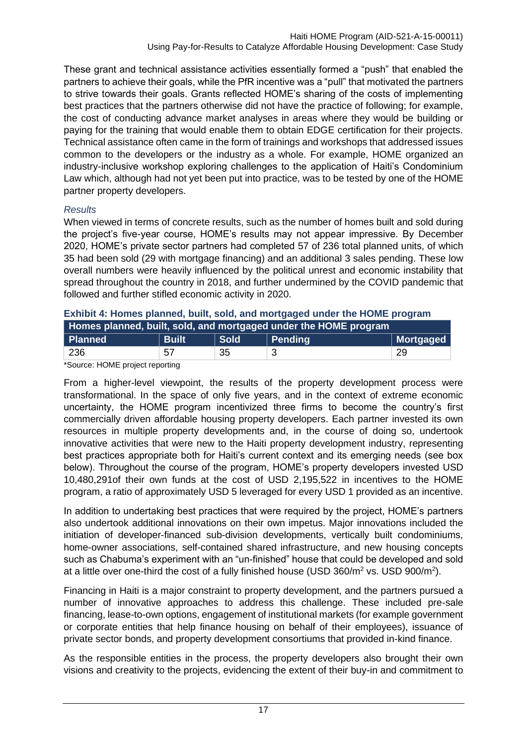These grant and technical assistance activities essentially formed a "push" that enabled the partners to achieve their goals, while the PfR incentive was a "pull" that motivated the partners to strive towards their goals. Grants reflected HOME's sharing of the costs of implementing best practices that the partners otherwise did not have the practice of following; for example, the cost of conducting advance market analyses in areas where they would be building or paying for the training that would enable them to obtain EDGE certification for their projects. Technical assistance often came in the form of trainings and workshops that addressed issues common to the developers or the industry as a whole. For example, HOME organized an industry-inclusive workshop exploring challenges to the application of Haiti's Condominium Law which, although had not yet been put into practice, was to be tested by one of the HOME partner property developers.

### *Results*

When viewed in terms of concrete results, such as the number of homes built and sold during the project's five-year course, HOME's results may not appear impressive. By December 2020, HOME's private sector partners had completed 57 of 236 total planned units, of which 35 had been sold (29 with mortgage financing) and an additional 3 sales pending. These low overall numbers were heavily influenced by the political unrest and economic instability that spread throughout the country in 2018, and further undermined by the COVID pandemic that followed and further stifled economic activity in 2020.

**Exhibit 4: Homes planned, built, sold, and mortgaged under the HOME program**

| Homes planned, built, sold, and mortgaged under the HOME program | | | | |
|---|---|---|---|---|
| **Planned** | **Built** | **Sold** | **Pending** | **Mortgaged** |
| 236 | 57 | 35 | 3 | 29 |

*Source: HOME project reporting

From a higher-level viewpoint, the results of the property development process were transformational. In the space of only five years, and in the context of extreme economic uncertainty, the HOME program incentivized three firms to become the country's first commercially driven affordable housing property developers. Each partner invested its own resources in multiple property developments and, in the course of doing so, undertook innovative activities that were new to the Haiti property development industry, representing best practices appropriate both for Haiti's current context and its emerging needs (see box below). Throughout the course of the program, HOME's property developers invested USD 10,480,291of their own funds at the cost of USD 2,195,522 in incentives to the HOME program, a ratio of approximately USD 5 leveraged for every USD 1 provided as an incentive.

In addition to undertaking best practices that were required by the project, HOME's partners also undertook additional innovations on their own impetus. Major innovations included the initiation of developer-financed sub-division developments, vertically built condominiums, home-owner associations, self-contained shared infrastructure, and new housing concepts such as Chabuma's experiment with an "un-finished" house that could be developed and sold at a little over one-third the cost of a fully finished house (USD 360/$m^2$ vs. USD 900/$m^2$).

Financing in Haiti is a major constraint to property development, and the partners pursued a number of innovative approaches to address this challenge. These included pre-sale financing, lease-to-own options, engagement of institutional markets (for example government or corporate entities that help finance housing on behalf of their employees), issuance of private sector bonds, and property development consortiums that provided in-kind finance.

As the responsible entities in the process, the property developers also brought their own visions and creativity to the projects, evidencing the extent of their buy-in and commitment to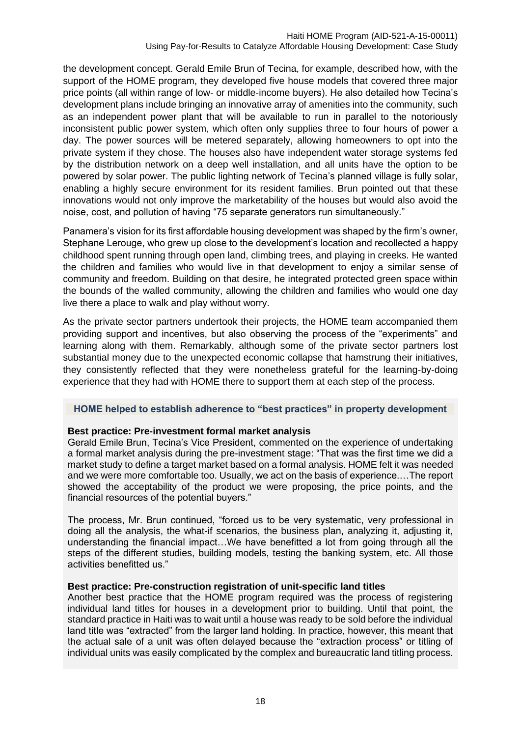the development concept. Gerald Emile Brun of Tecina, for example, described how, with the support of the HOME program, they developed five house models that covered three major price points (all within range of low- or middle-income buyers). He also detailed how Tecina's development plans include bringing an innovative array of amenities into the community, such as an independent power plant that will be available to run in parallel to the notoriously inconsistent public power system, which often only supplies three to four hours of power a day. The power sources will be metered separately, allowing homeowners to opt into the private system if they chose. The houses also have independent water storage systems fed by the distribution network on a deep well installation, and all units have the option to be powered by solar power. The public lighting network of Tecina's planned village is fully solar, enabling a highly secure environment for its resident families. Brun pointed out that these innovations would not only improve the marketability of the houses but would also avoid the noise, cost, and pollution of having "75 separate generators run simultaneously."

Panamera's vision for its first affordable housing development was shaped by the firm's owner, Stephane Lerouge, who grew up close to the development's location and recollected a happy childhood spent running through open land, climbing trees, and playing in creeks. He wanted the children and families who would live in that development to enjoy a similar sense of community and freedom. Building on that desire, he integrated protected green space within the bounds of the walled community, allowing the children and families who would one day live there a place to walk and play without worry.

As the private sector partners undertook their projects, the HOME team accompanied them providing support and incentives, but also observing the process of the "experiments" and learning along with them. Remarkably, although some of the private sector partners lost substantial money due to the unexpected economic collapse that hamstrung their initiatives, they consistently reflected that they were nonetheless grateful for the learning-by-doing experience that they had with HOME there to support them at each step of the process.

### HOME helped to establish adherence to "best practices" in property development

**Best practice: Pre-investment formal market analysis**

Gerald Emile Brun, Tecina's Vice President, commented on the experience of undertaking a formal market analysis during the pre-investment stage: "That was the first time we did a market study to define a target market based on a formal analysis. HOME felt it was needed and we were more comfortable too. Usually, we act on the basis of experience.…The report showed the acceptability of the product we were proposing, the price points, and the financial resources of the potential buyers."

The process, Mr. Brun continued, "forced us to be very systematic, very professional in doing all the analysis, the what-if scenarios, the business plan, analyzing it, adjusting it, understanding the financial impact…We have benefitted a lot from going through all the steps of the different studies, building models, testing the banking system, etc. All those activities benefitted us."

**Best practice: Pre-construction registration of unit-specific land titles**

Another best practice that the HOME program required was the process of registering individual land titles for houses in a development prior to building. Until that point, the standard practice in Haiti was to wait until a house was ready to be sold before the individual land title was "extracted" from the larger land holding. In practice, however, this meant that the actual sale of a unit was often delayed because the "extraction process" or titling of individual units was easily complicated by the complex and bureaucratic land titling process.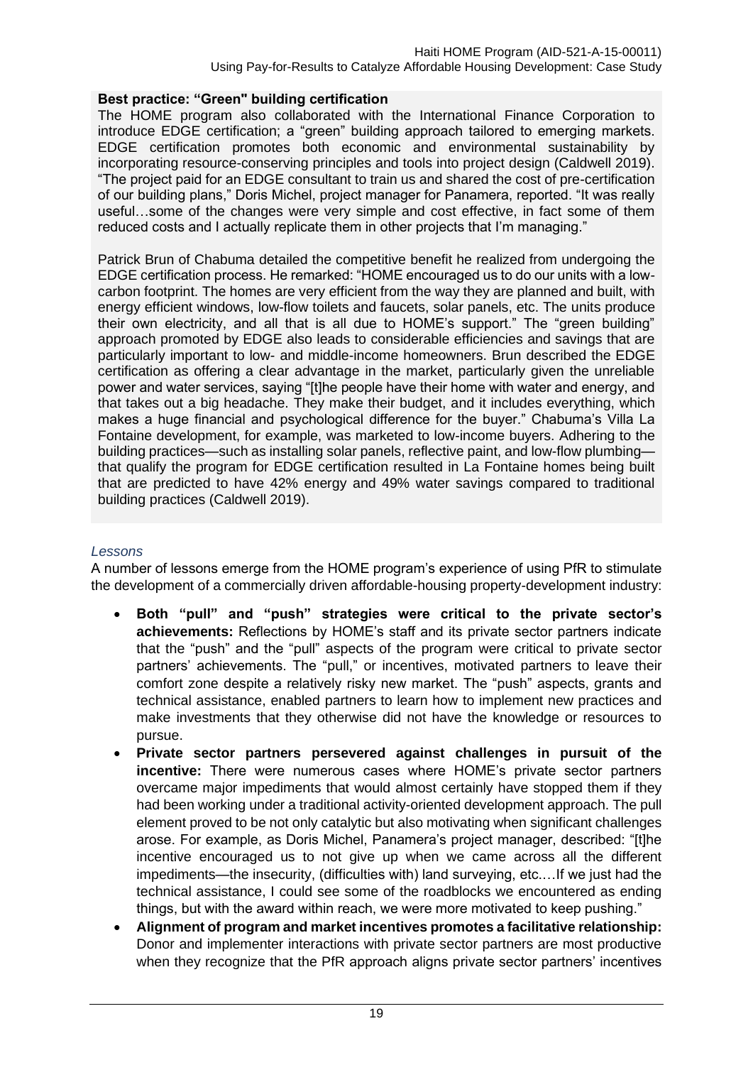**Best practice: "Green" building certification**

The HOME program also collaborated with the International Finance Corporation to introduce EDGE certification; a "green" building approach tailored to emerging markets. EDGE certification promotes both economic and environmental sustainability by incorporating resource-conserving principles and tools into project design (Caldwell 2019). "The project paid for an EDGE consultant to train us and shared the cost of pre-certification of our building plans," Doris Michel, project manager for Panamera, reported. "It was really useful…some of the changes were very simple and cost effective, in fact some of them reduced costs and I actually replicate them in other projects that I'm managing."

Patrick Brun of Chabuma detailed the competitive benefit he realized from undergoing the EDGE certification process. He remarked: "HOME encouraged us to do our units with a low-carbon footprint. The homes are very efficient from the way they are planned and built, with energy efficient windows, low-flow toilets and faucets, solar panels, etc. The units produce their own electricity, and all that is all due to HOME's support." The "green building" approach promoted by EDGE also leads to considerable efficiencies and savings that are particularly important to low- and middle-income homeowners. Brun described the EDGE certification as offering a clear advantage in the market, particularly given the unreliable power and water services, saying "[t]he people have their home with water and energy, and that takes out a big headache. They make their budget, and it includes everything, which makes a huge financial and psychological difference for the buyer." Chabuma's Villa La Fontaine development, for example, was marketed to low-income buyers. Adhering to the building practices—such as installing solar panels, reflective paint, and low-flow plumbing—that qualify the program for EDGE certification resulted in La Fontaine homes being built that are predicted to have 42% energy and 49% water savings compared to traditional building practices (Caldwell 2019).

### *Lessons*

A number of lessons emerge from the HOME program's experience of using PfR to stimulate the development of a commercially driven affordable-housing property-development industry:

- **Both "pull" and "push" strategies were critical to the private sector's achievements:** Reflections by HOME's staff and its private sector partners indicate that the "push" and the "pull" aspects of the program were critical to private sector partners' achievements. The "pull," or incentives, motivated partners to leave their comfort zone despite a relatively risky new market. The "push" aspects, grants and technical assistance, enabled partners to learn how to implement new practices and make investments that they otherwise did not have the knowledge or resources to pursue.
- **Private sector partners persevered against challenges in pursuit of the incentive:** There were numerous cases where HOME's private sector partners overcame major impediments that would almost certainly have stopped them if they had been working under a traditional activity-oriented development approach. The pull element proved to be not only catalytic but also motivating when significant challenges arose. For example, as Doris Michel, Panamera's project manager, described: "[t]he incentive encouraged us to not give up when we came across all the different impediments—the insecurity, (difficulties with) land surveying, etc.…If we just had the technical assistance, I could see some of the roadblocks we encountered as ending things, but with the award within reach, we were more motivated to keep pushing."
- **Alignment of program and market incentives promotes a facilitative relationship:** Donor and implementer interactions with private sector partners are most productive when they recognize that the PfR approach aligns private sector partners' incentives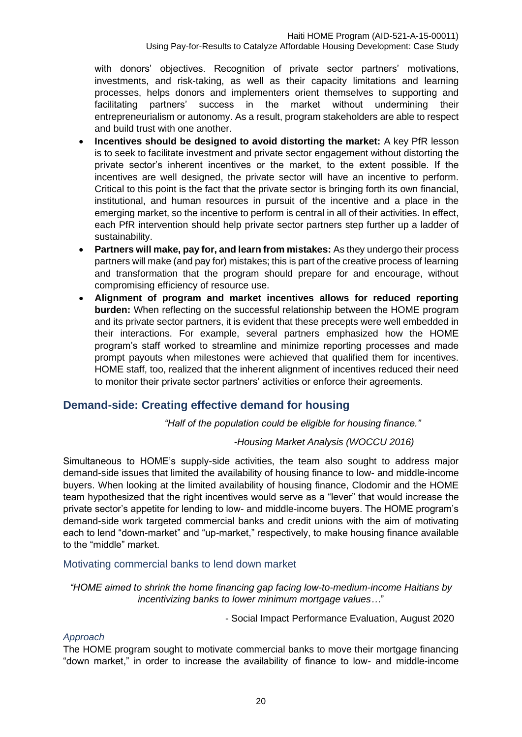with donors' objectives. Recognition of private sector partners' motivations, investments, and risk-taking, as well as their capacity limitations and learning processes, helps donors and implementers orient themselves to supporting and facilitating partners' success in the market without undermining their entrepreneurialism or autonomy. As a result, program stakeholders are able to respect and build trust with one another.

- **Incentives should be designed to avoid distorting the market:** A key PfR lesson is to seek to facilitate investment and private sector engagement without distorting the private sector's inherent incentives or the market, to the extent possible. If the incentives are well designed, the private sector will have an incentive to perform. Critical to this point is the fact that the private sector is bringing forth its own financial, institutional, and human resources in pursuit of the incentive and a place in the emerging market, so the incentive to perform is central in all of their activities. In effect, each PfR intervention should help private sector partners step further up a ladder of sustainability.
- **Partners will make, pay for, and learn from mistakes:** As they undergo their process partners will make (and pay for) mistakes; this is part of the creative process of learning and transformation that the program should prepare for and encourage, without compromising efficiency of resource use.
- **Alignment of program and market incentives allows for reduced reporting burden:** When reflecting on the successful relationship between the HOME program and its private sector partners, it is evident that these precepts were well embedded in their interactions. For example, several partners emphasized how the HOME program's staff worked to streamline and minimize reporting processes and made prompt payouts when milestones were achieved that qualified them for incentives. HOME staff, too, realized that the inherent alignment of incentives reduced their need to monitor their private sector partners' activities or enforce their agreements.

## Demand-side: Creating effective demand for housing

*"Half of the population could be eligible for housing finance."*

*-Housing Market Analysis (WOCCU 2016)*

Simultaneous to HOME's supply-side activities, the team also sought to address major demand-side issues that limited the availability of housing finance to low- and middle-income buyers. When looking at the limited availability of housing finance, Clodomir and the HOME team hypothesized that the right incentives would serve as a "lever" that would increase the private sector's appetite for lending to low- and middle-income buyers. The HOME program's demand-side work targeted commercial banks and credit unions with the aim of motivating each to lend "down-market" and "up-market," respectively, to make housing finance available to the "middle" market.

### Motivating commercial banks to lend down market

*"HOME aimed to shrink the home financing gap facing low-to-medium-income Haitians by incentivizing banks to lower minimum mortgage values…"*

- Social Impact Performance Evaluation, August 2020

#### *Approach*

The HOME program sought to motivate commercial banks to move their mortgage financing "down market," in order to increase the availability of finance to low- and middle-income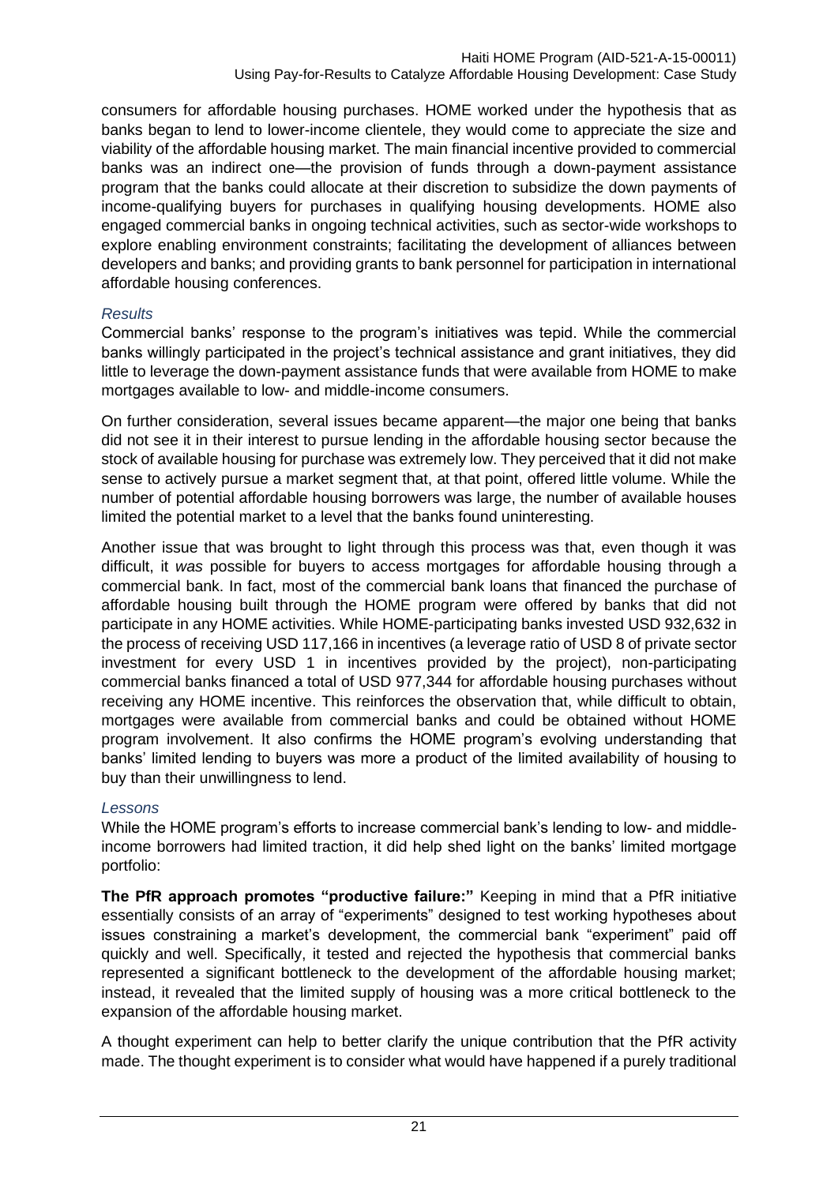consumers for affordable housing purchases. HOME worked under the hypothesis that as banks began to lend to lower-income clientele, they would come to appreciate the size and viability of the affordable housing market. The main financial incentive provided to commercial banks was an indirect one—the provision of funds through a down-payment assistance program that the banks could allocate at their discretion to subsidize the down payments of income-qualifying buyers for purchases in qualifying housing developments. HOME also engaged commercial banks in ongoing technical activities, such as sector-wide workshops to explore enabling environment constraints; facilitating the development of alliances between developers and banks; and providing grants to bank personnel for participation in international affordable housing conferences.

*Results*

Commercial banks' response to the program's initiatives was tepid. While the commercial banks willingly participated in the project's technical assistance and grant initiatives, they did little to leverage the down-payment assistance funds that were available from HOME to make mortgages available to low- and middle-income consumers.

On further consideration, several issues became apparent—the major one being that banks did not see it in their interest to pursue lending in the affordable housing sector because the stock of available housing for purchase was extremely low. They perceived that it did not make sense to actively pursue a market segment that, at that point, offered little volume. While the number of potential affordable housing borrowers was large, the number of available houses limited the potential market to a level that the banks found uninteresting.

Another issue that was brought to light through this process was that, even though it was difficult, it *was* possible for buyers to access mortgages for affordable housing through a commercial bank. In fact, most of the commercial bank loans that financed the purchase of affordable housing built through the HOME program were offered by banks that did not participate in any HOME activities. While HOME-participating banks invested USD 932,632 in the process of receiving USD 117,166 in incentives (a leverage ratio of USD 8 of private sector investment for every USD 1 in incentives provided by the project), non-participating commercial banks financed a total of USD 977,344 for affordable housing purchases without receiving any HOME incentive. This reinforces the observation that, while difficult to obtain, mortgages were available from commercial banks and could be obtained without HOME program involvement. It also confirms the HOME program's evolving understanding that banks' limited lending to buyers was more a product of the limited availability of housing to buy than their unwillingness to lend.

*Lessons*

While the HOME program's efforts to increase commercial bank's lending to low- and middle-income borrowers had limited traction, it did help shed light on the banks' limited mortgage portfolio:

**The PfR approach promotes "productive failure:"** Keeping in mind that a PfR initiative essentially consists of an array of "experiments" designed to test working hypotheses about issues constraining a market's development, the commercial bank "experiment" paid off quickly and well. Specifically, it tested and rejected the hypothesis that commercial banks represented a significant bottleneck to the development of the affordable housing market; instead, it revealed that the limited supply of housing was a more critical bottleneck to the expansion of the affordable housing market.

A thought experiment can help to better clarify the unique contribution that the PfR activity made. The thought experiment is to consider what would have happened if a purely traditional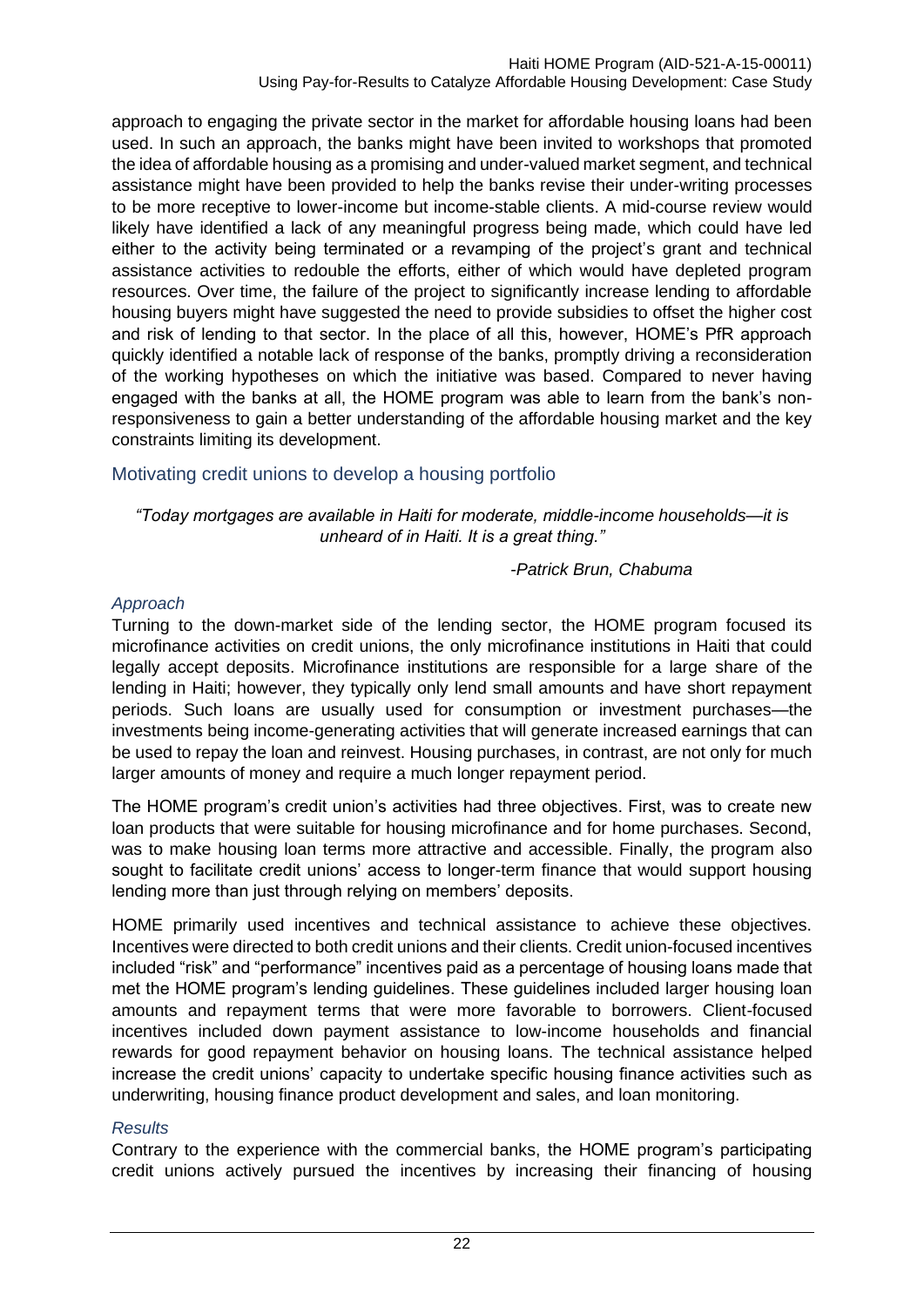approach to engaging the private sector in the market for affordable housing loans had been used. In such an approach, the banks might have been invited to workshops that promoted the idea of affordable housing as a promising and under-valued market segment, and technical assistance might have been provided to help the banks revise their under-writing processes to be more receptive to lower-income but income-stable clients. A mid-course review would likely have identified a lack of any meaningful progress being made, which could have led either to the activity being terminated or a revamping of the project's grant and technical assistance activities to redouble the efforts, either of which would have depleted program resources. Over time, the failure of the project to significantly increase lending to affordable housing buyers might have suggested the need to provide subsidies to offset the higher cost and risk of lending to that sector. In the place of all this, however, HOME's PfR approach quickly identified a notable lack of response of the banks, promptly driving a reconsideration of the working hypotheses on which the initiative was based. Compared to never having engaged with the banks at all, the HOME program was able to learn from the bank's non-responsiveness to gain a better understanding of the affordable housing market and the key constraints limiting its development.

## Motivating credit unions to develop a housing portfolio

*"Today mortgages are available in Haiti for moderate, middle-income households—it is unheard of in Haiti. It is a great thing."*

*-Patrick Brun, Chabuma*

### *Approach*

Turning to the down-market side of the lending sector, the HOME program focused its microfinance activities on credit unions, the only microfinance institutions in Haiti that could legally accept deposits. Microfinance institutions are responsible for a large share of the lending in Haiti; however, they typically only lend small amounts and have short repayment periods. Such loans are usually used for consumption or investment purchases—the investments being income-generating activities that will generate increased earnings that can be used to repay the loan and reinvest. Housing purchases, in contrast, are not only for much larger amounts of money and require a much longer repayment period.

The HOME program's credit union's activities had three objectives. First, was to create new loan products that were suitable for housing microfinance and for home purchases. Second, was to make housing loan terms more attractive and accessible. Finally, the program also sought to facilitate credit unions' access to longer-term finance that would support housing lending more than just through relying on members' deposits.

HOME primarily used incentives and technical assistance to achieve these objectives. Incentives were directed to both credit unions and their clients. Credit union-focused incentives included "risk" and "performance" incentives paid as a percentage of housing loans made that met the HOME program's lending guidelines. These guidelines included larger housing loan amounts and repayment terms that were more favorable to borrowers. Client-focused incentives included down payment assistance to low-income households and financial rewards for good repayment behavior on housing loans. The technical assistance helped increase the credit unions' capacity to undertake specific housing finance activities such as underwriting, housing finance product development and sales, and loan monitoring.

### *Results*

Contrary to the experience with the commercial banks, the HOME program's participating credit unions actively pursued the incentives by increasing their financing of housing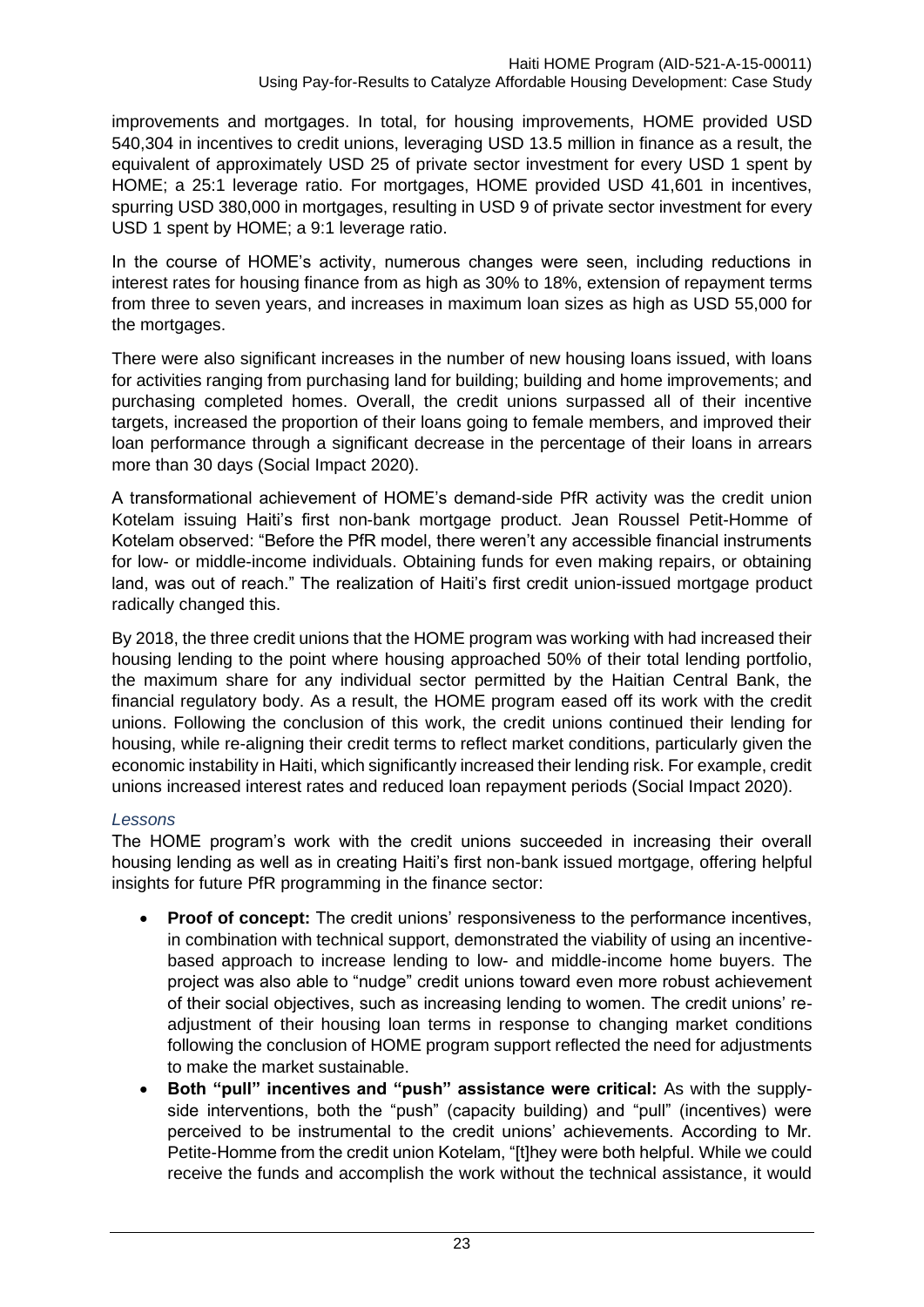improvements and mortgages. In total, for housing improvements, HOME provided USD 540,304 in incentives to credit unions, leveraging USD 13.5 million in finance as a result, the equivalent of approximately USD 25 of private sector investment for every USD 1 spent by HOME; a 25:1 leverage ratio. For mortgages, HOME provided USD 41,601 in incentives, spurring USD 380,000 in mortgages, resulting in USD 9 of private sector investment for every USD 1 spent by HOME; a 9:1 leverage ratio.

In the course of HOME's activity, numerous changes were seen, including reductions in interest rates for housing finance from as high as 30% to 18%, extension of repayment terms from three to seven years, and increases in maximum loan sizes as high as USD 55,000 for the mortgages.

There were also significant increases in the number of new housing loans issued, with loans for activities ranging from purchasing land for building; building and home improvements; and purchasing completed homes. Overall, the credit unions surpassed all of their incentive targets, increased the proportion of their loans going to female members, and improved their loan performance through a significant decrease in the percentage of their loans in arrears more than 30 days (Social Impact 2020).

A transformational achievement of HOME's demand-side PfR activity was the credit union Kotelam issuing Haiti's first non-bank mortgage product. Jean Roussel Petit-Homme of Kotelam observed: "Before the PfR model, there weren't any accessible financial instruments for low- or middle-income individuals. Obtaining funds for even making repairs, or obtaining land, was out of reach." The realization of Haiti's first credit union-issued mortgage product radically changed this.

By 2018, the three credit unions that the HOME program was working with had increased their housing lending to the point where housing approached 50% of their total lending portfolio, the maximum share for any individual sector permitted by the Haitian Central Bank, the financial regulatory body. As a result, the HOME program eased off its work with the credit unions. Following the conclusion of this work, the credit unions continued their lending for housing, while re-aligning their credit terms to reflect market conditions, particularly given the economic instability in Haiti, which significantly increased their lending risk. For example, credit unions increased interest rates and reduced loan repayment periods (Social Impact 2020).

*Lessons*

The HOME program's work with the credit unions succeeded in increasing their overall housing lending as well as in creating Haiti's first non-bank issued mortgage, offering helpful insights for future PfR programming in the finance sector:

- **Proof of concept:** The credit unions' responsiveness to the performance incentives, in combination with technical support, demonstrated the viability of using an incentive-based approach to increase lending to low- and middle-income home buyers. The project was also able to "nudge" credit unions toward even more robust achievement of their social objectives, such as increasing lending to women. The credit unions' re-adjustment of their housing loan terms in response to changing market conditions following the conclusion of HOME program support reflected the need for adjustments to make the market sustainable.
- **Both "pull" incentives and "push" assistance were critical:** As with the supply-side interventions, both the "push" (capacity building) and "pull" (incentives) were perceived to be instrumental to the credit unions' achievements. According to Mr. Petite-Homme from the credit union Kotelam, "[t]hey were both helpful. While we could receive the funds and accomplish the work without the technical assistance, it would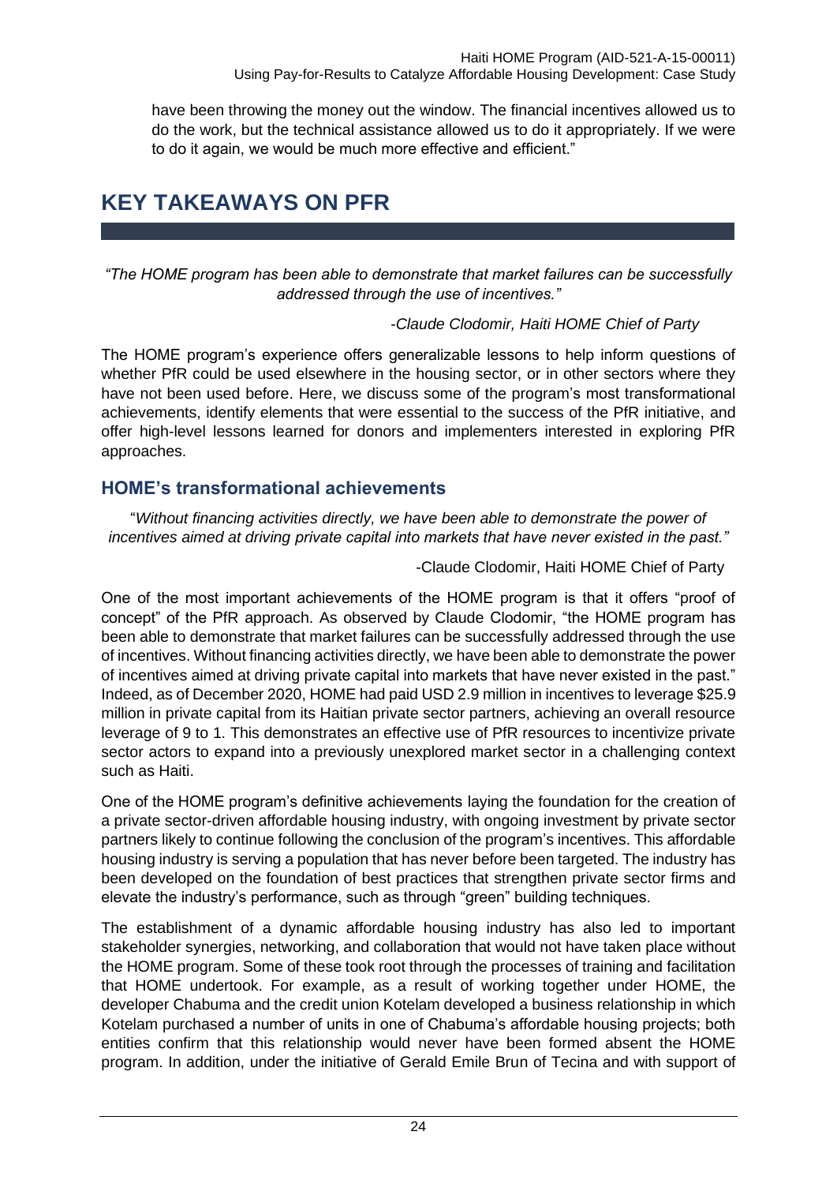have been throwing the money out the window. The financial incentives allowed us to do the work, but the technical assistance allowed us to do it appropriately. If we were to do it again, we would be much more effective and efficient."

# KEY TAKEAWAYS ON PFR

*"The HOME program has been able to demonstrate that market failures can be successfully addressed through the use of incentives."*

*-Claude Clodomir, Haiti HOME Chief of Party*

The HOME program's experience offers generalizable lessons to help inform questions of whether PfR could be used elsewhere in the housing sector, or in other sectors where they have not been used before. Here, we discuss some of the program's most transformational achievements, identify elements that were essential to the success of the PfR initiative, and offer high-level lessons learned for donors and implementers interested in exploring PfR approaches.

## HOME's transformational achievements

"*Without financing activities directly, we have been able to demonstrate the power of incentives aimed at driving private capital into markets that have never existed in the past."*

-Claude Clodomir, Haiti HOME Chief of Party

One of the most important achievements of the HOME program is that it offers "proof of concept" of the PfR approach. As observed by Claude Clodomir, "the HOME program has been able to demonstrate that market failures can be successfully addressed through the use of incentives. Without financing activities directly, we have been able to demonstrate the power of incentives aimed at driving private capital into markets that have never existed in the past." Indeed, as of December 2020, HOME had paid USD 2.9 million in incentives to leverage $25.9 million in private capital from its Haitian private sector partners, achieving an overall resource leverage of 9 to 1. This demonstrates an effective use of PfR resources to incentivize private sector actors to expand into a previously unexplored market sector in a challenging context such as Haiti.

One of the HOME program's definitive achievements laying the foundation for the creation of a private sector-driven affordable housing industry, with ongoing investment by private sector partners likely to continue following the conclusion of the program's incentives. This affordable housing industry is serving a population that has never before been targeted. The industry has been developed on the foundation of best practices that strengthen private sector firms and elevate the industry's performance, such as through "green" building techniques.

The establishment of a dynamic affordable housing industry has also led to important stakeholder synergies, networking, and collaboration that would not have taken place without the HOME program. Some of these took root through the processes of training and facilitation that HOME undertook. For example, as a result of working together under HOME, the developer Chabuma and the credit union Kotelam developed a business relationship in which Kotelam purchased a number of units in one of Chabuma's affordable housing projects; both entities confirm that this relationship would never have been formed absent the HOME program. In addition, under the initiative of Gerald Emile Brun of Tecina and with support of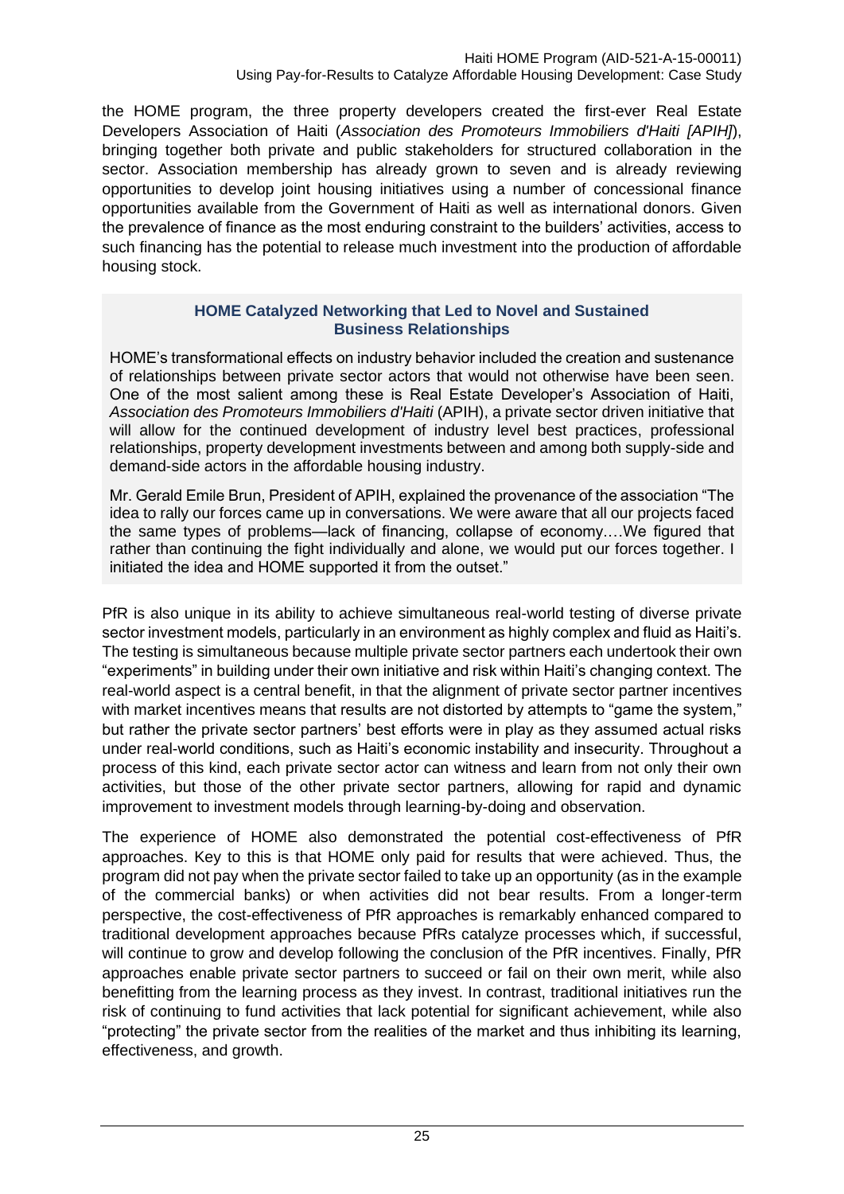the HOME program, the three property developers created the first-ever Real Estate Developers Association of Haiti (*Association des Promoteurs Immobiliers d'Haiti [APIH]*), bringing together both private and public stakeholders for structured collaboration in the sector. Association membership has already grown to seven and is already reviewing opportunities to develop joint housing initiatives using a number of concessional finance opportunities available from the Government of Haiti as well as international donors. Given the prevalence of finance as the most enduring constraint to the builders' activities, access to such financing has the potential to release much investment into the production of affordable housing stock.

### HOME Catalyzed Networking that Led to Novel and Sustained Business Relationships

HOME's transformational effects on industry behavior included the creation and sustenance of relationships between private sector actors that would not otherwise have been seen. One of the most salient among these is Real Estate Developer's Association of Haiti, *Association des Promoteurs Immobiliers d'Haiti* (APIH), a private sector driven initiative that will allow for the continued development of industry level best practices, professional relationships, property development investments between and among both supply-side and demand-side actors in the affordable housing industry.

Mr. Gerald Emile Brun, President of APIH, explained the provenance of the association "The idea to rally our forces came up in conversations. We were aware that all our projects faced the same types of problems—lack of financing, collapse of economy.…We figured that rather than continuing the fight individually and alone, we would put our forces together. I initiated the idea and HOME supported it from the outset."

PfR is also unique in its ability to achieve simultaneous real-world testing of diverse private sector investment models, particularly in an environment as highly complex and fluid as Haiti's. The testing is simultaneous because multiple private sector partners each undertook their own "experiments" in building under their own initiative and risk within Haiti's changing context. The real-world aspect is a central benefit, in that the alignment of private sector partner incentives with market incentives means that results are not distorted by attempts to "game the system," but rather the private sector partners' best efforts were in play as they assumed actual risks under real-world conditions, such as Haiti's economic instability and insecurity. Throughout a process of this kind, each private sector actor can witness and learn from not only their own activities, but those of the other private sector partners, allowing for rapid and dynamic improvement to investment models through learning-by-doing and observation.

The experience of HOME also demonstrated the potential cost-effectiveness of PfR approaches. Key to this is that HOME only paid for results that were achieved. Thus, the program did not pay when the private sector failed to take up an opportunity (as in the example of the commercial banks) or when activities did not bear results. From a longer-term perspective, the cost-effectiveness of PfR approaches is remarkably enhanced compared to traditional development approaches because PfRs catalyze processes which, if successful, will continue to grow and develop following the conclusion of the PfR incentives. Finally, PfR approaches enable private sector partners to succeed or fail on their own merit, while also benefitting from the learning process as they invest. In contrast, traditional initiatives run the risk of continuing to fund activities that lack potential for significant achievement, while also "protecting" the private sector from the realities of the market and thus inhibiting its learning, effectiveness, and growth.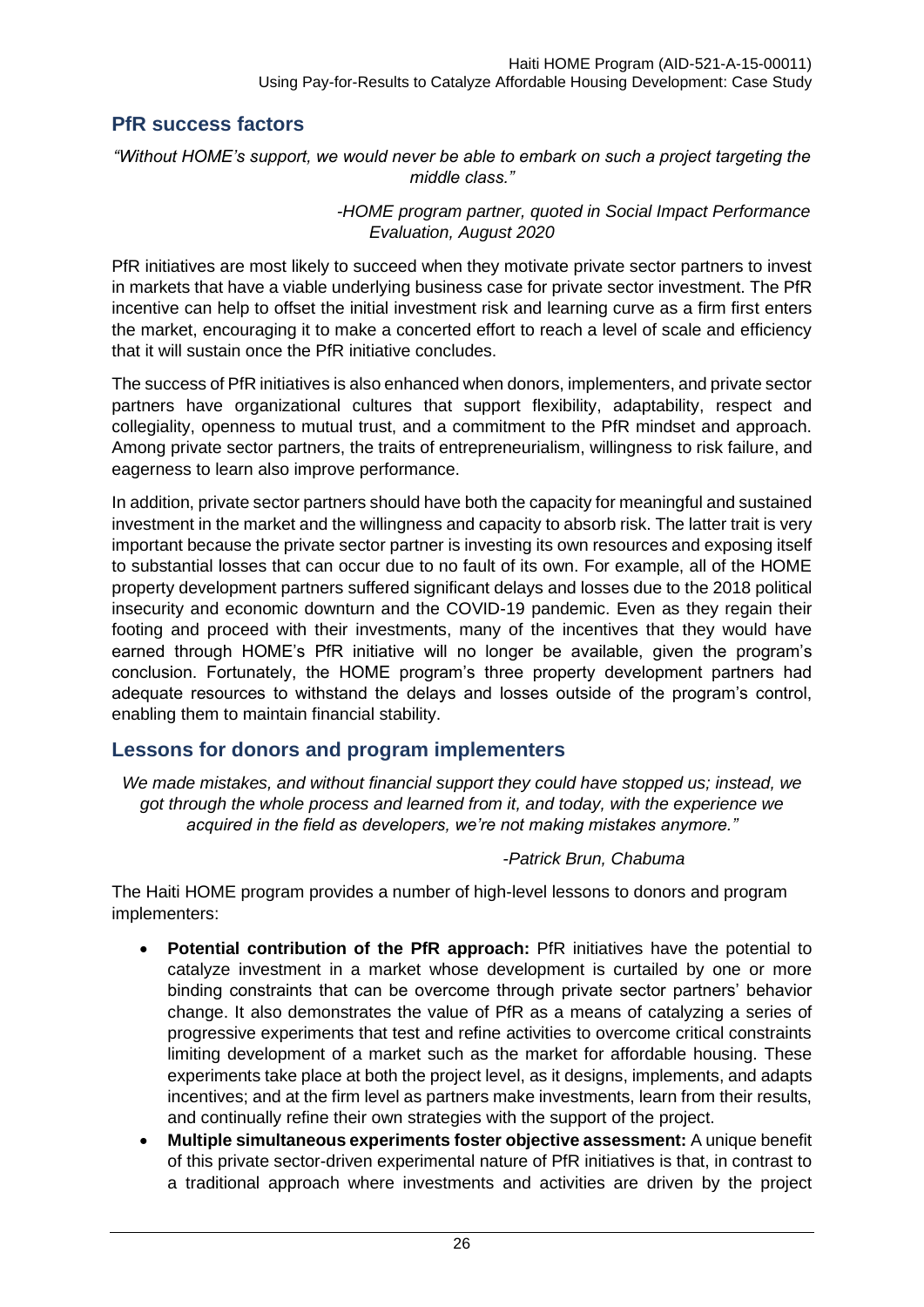## PfR success factors

*"Without HOME's support, we would never be able to embark on such a project targeting the middle class."*

*-HOME program partner, quoted in Social Impact Performance Evaluation, August 2020*

PfR initiatives are most likely to succeed when they motivate private sector partners to invest in markets that have a viable underlying business case for private sector investment. The PfR incentive can help to offset the initial investment risk and learning curve as a firm first enters the market, encouraging it to make a concerted effort to reach a level of scale and efficiency that it will sustain once the PfR initiative concludes.

The success of PfR initiatives is also enhanced when donors, implementers, and private sector partners have organizational cultures that support flexibility, adaptability, respect and collegiality, openness to mutual trust, and a commitment to the PfR mindset and approach. Among private sector partners, the traits of entrepreneurialism, willingness to risk failure, and eagerness to learn also improve performance.

In addition, private sector partners should have both the capacity for meaningful and sustained investment in the market and the willingness and capacity to absorb risk. The latter trait is very important because the private sector partner is investing its own resources and exposing itself to substantial losses that can occur due to no fault of its own. For example, all of the HOME property development partners suffered significant delays and losses due to the 2018 political insecurity and economic downturn and the COVID-19 pandemic. Even as they regain their footing and proceed with their investments, many of the incentives that they would have earned through HOME's PfR initiative will no longer be available, given the program's conclusion. Fortunately, the HOME program's three property development partners had adequate resources to withstand the delays and losses outside of the program's control, enabling them to maintain financial stability.

## Lessons for donors and program implementers

*We made mistakes, and without financial support they could have stopped us; instead, we got through the whole process and learned from it, and today, with the experience we acquired in the field as developers, we're not making mistakes anymore."*

*-Patrick Brun, Chabuma*

The Haiti HOME program provides a number of high-level lessons to donors and program implementers:

- **Potential contribution of the PfR approach:** PfR initiatives have the potential to catalyze investment in a market whose development is curtailed by one or more binding constraints that can be overcome through private sector partners' behavior change. It also demonstrates the value of PfR as a means of catalyzing a series of progressive experiments that test and refine activities to overcome critical constraints limiting development of a market such as the market for affordable housing. These experiments take place at both the project level, as it designs, implements, and adapts incentives; and at the firm level as partners make investments, learn from their results, and continually refine their own strategies with the support of the project.
- **Multiple simultaneous experiments foster objective assessment:** A unique benefit of this private sector-driven experimental nature of PfR initiatives is that, in contrast to a traditional approach where investments and activities are driven by the project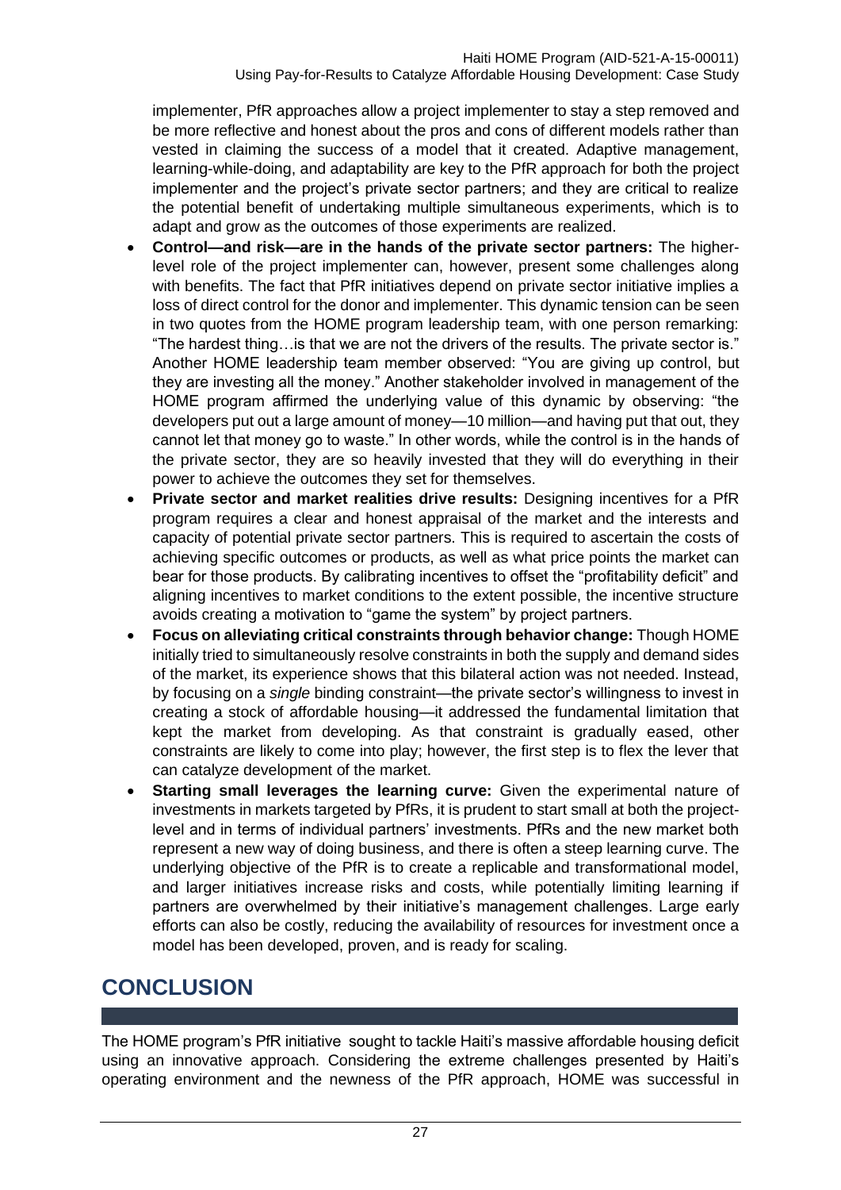implementer, PfR approaches allow a project implementer to stay a step removed and be more reflective and honest about the pros and cons of different models rather than vested in claiming the success of a model that it created. Adaptive management, learning-while-doing, and adaptability are key to the PfR approach for both the project implementer and the project's private sector partners; and they are critical to realize the potential benefit of undertaking multiple simultaneous experiments, which is to adapt and grow as the outcomes of those experiments are realized.

- **Control—and risk—are in the hands of the private sector partners:** The higher-level role of the project implementer can, however, present some challenges along with benefits. The fact that PfR initiatives depend on private sector initiative implies a loss of direct control for the donor and implementer. This dynamic tension can be seen in two quotes from the HOME program leadership team, with one person remarking: "The hardest thing…is that we are not the drivers of the results. The private sector is." Another HOME leadership team member observed: "You are giving up control, but they are investing all the money." Another stakeholder involved in management of the HOME program affirmed the underlying value of this dynamic by observing: "the developers put out a large amount of money—10 million—and having put that out, they cannot let that money go to waste." In other words, while the control is in the hands of the private sector, they are so heavily invested that they will do everything in their power to achieve the outcomes they set for themselves.
- **Private sector and market realities drive results:** Designing incentives for a PfR program requires a clear and honest appraisal of the market and the interests and capacity of potential private sector partners. This is required to ascertain the costs of achieving specific outcomes or products, as well as what price points the market can bear for those products. By calibrating incentives to offset the "profitability deficit" and aligning incentives to market conditions to the extent possible, the incentive structure avoids creating a motivation to "game the system" by project partners.
- **Focus on alleviating critical constraints through behavior change:** Though HOME initially tried to simultaneously resolve constraints in both the supply and demand sides of the market, its experience shows that this bilateral action was not needed. Instead, by focusing on a *single* binding constraint—the private sector's willingness to invest in creating a stock of affordable housing—it addressed the fundamental limitation that kept the market from developing. As that constraint is gradually eased, other constraints are likely to come into play; however, the first step is to flex the lever that can catalyze development of the market.
- **Starting small leverages the learning curve:** Given the experimental nature of investments in markets targeted by PfRs, it is prudent to start small at both the project-level and in terms of individual partners' investments. PfRs and the new market both represent a new way of doing business, and there is often a steep learning curve. The underlying objective of the PfR is to create a replicable and transformational model, and larger initiatives increase risks and costs, while potentially limiting learning if partners are overwhelmed by their initiative's management challenges. Large early efforts can also be costly, reducing the availability of resources for investment once a model has been developed, proven, and is ready for scaling.

# CONCLUSION

The HOME program's PfR initiative sought to tackle Haiti's massive affordable housing deficit using an innovative approach. Considering the extreme challenges presented by Haiti's operating environment and the newness of the PfR approach, HOME was successful in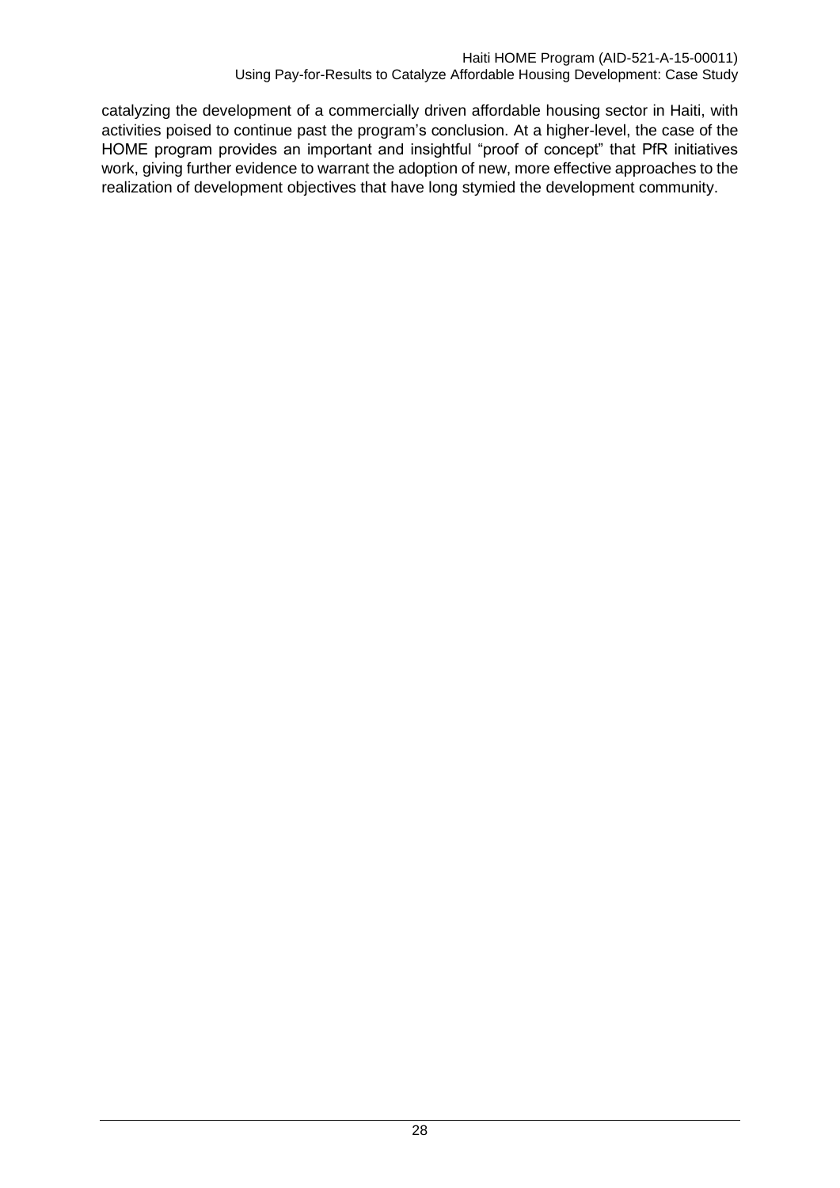catalyzing the development of a commercially driven affordable housing sector in Haiti, with activities poised to continue past the program's conclusion. At a higher-level, the case of the HOME program provides an important and insightful "proof of concept" that PfR initiatives work, giving further evidence to warrant the adoption of new, more effective approaches to the realization of development objectives that have long stymied the development community.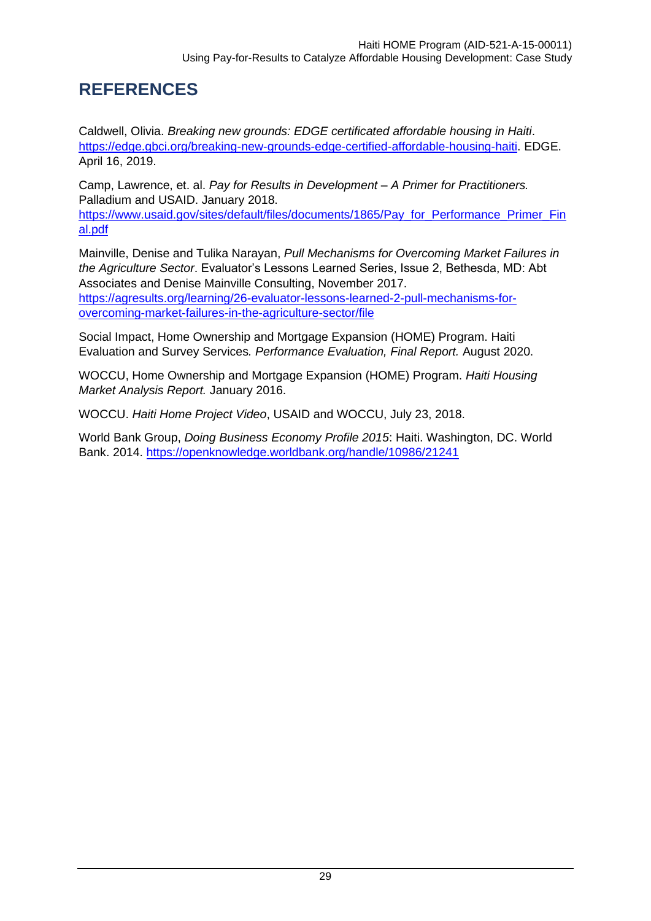# REFERENCES

Caldwell, Olivia. *Breaking new grounds: EDGE certificated affordable housing in Haiti*. https://edge.gbci.org/breaking-new-grounds-edge-certified-affordable-housing-haiti. EDGE. April 16, 2019.

Camp, Lawrence, et. al. *Pay for Results in Development – A Primer for Practitioners.* Palladium and USAID. January 2018. https://www.usaid.gov/sites/default/files/documents/1865/Pay_for_Performance_Primer_Final.pdf

Mainville, Denise and Tulika Narayan, *Pull Mechanisms for Overcoming Market Failures in the Agriculture Sector*. Evaluator's Lessons Learned Series, Issue 2, Bethesda, MD: Abt Associates and Denise Mainville Consulting, November 2017. https://agresults.org/learning/26-evaluator-lessons-learned-2-pull-mechanisms-for-overcoming-market-failures-in-the-agriculture-sector/file

Social Impact, Home Ownership and Mortgage Expansion (HOME) Program. Haiti Evaluation and Survey Services. *Performance Evaluation, Final Report.* August 2020.

WOCCU, Home Ownership and Mortgage Expansion (HOME) Program. *Haiti Housing Market Analysis Report.* January 2016.

WOCCU. *Haiti Home Project Video*, USAID and WOCCU, July 23, 2018.

World Bank Group, *Doing Business Economy Profile 2015*: Haiti. Washington, DC. World Bank. 2014. https://openknowledge.worldbank.org/handle/10986/21241